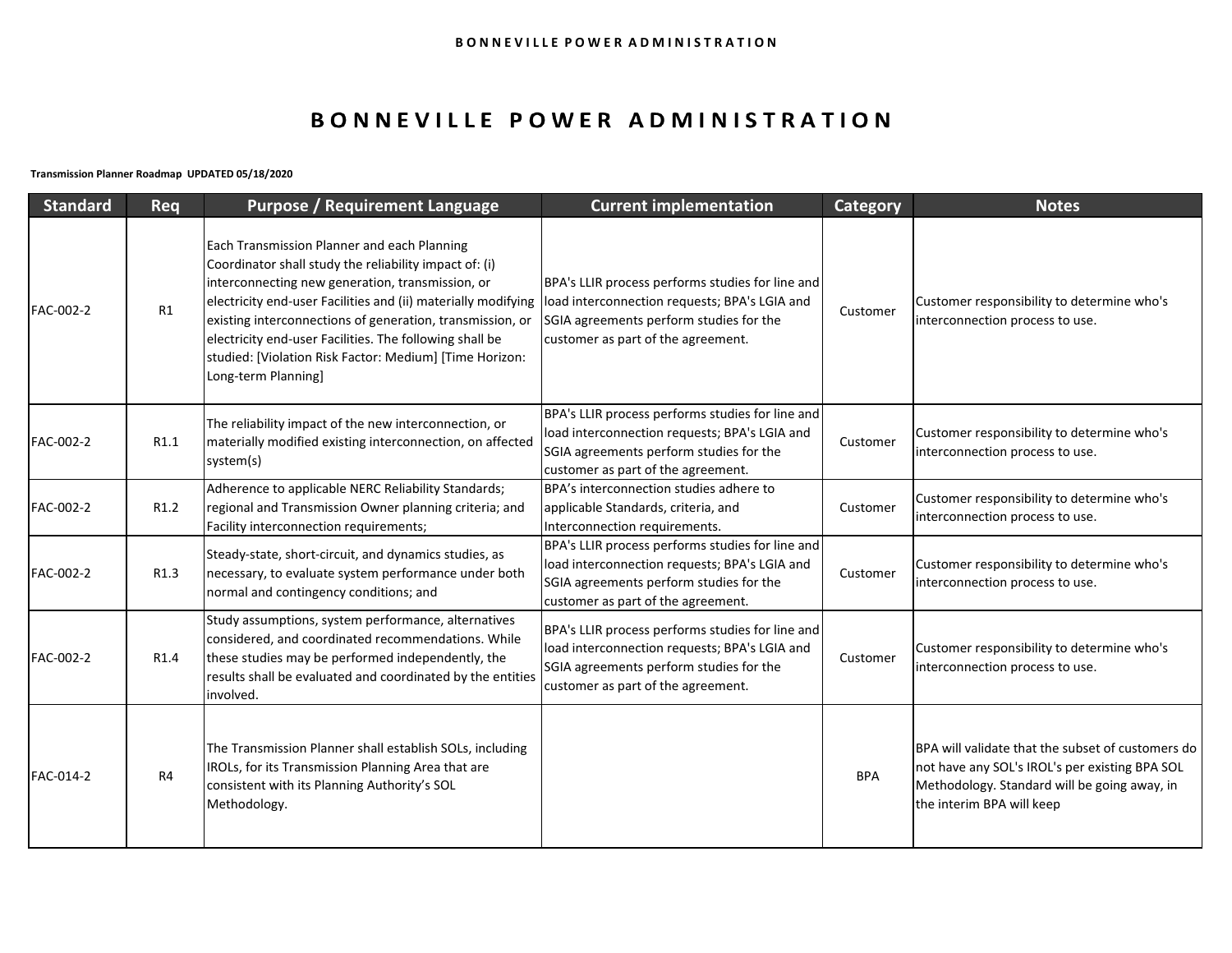# BONNEVILLE POWER ADMINISTRATION

**Transmission Planner Roadmap UPDATED 05/18/2020**

| Standard | Req | Purpose / Requirement Language | Current implementation | Category | Notes |
|---|---|---|---|---|---|
| FAC-002-2 | R1 | Each Transmission Planner and each Planning Coordinator shall study the reliability impact of: (i) interconnecting new generation, transmission, or electricity end-user Facilities and (ii) materially modifying existing interconnections of generation, transmission, or electricity end-user Facilities. The following shall be studied: [Violation Risk Factor: Medium] [Time Horizon: Long-term Planning] | BPA's LLIR process performs studies for line and load interconnection requests; BPA's LGIA and SGIA agreements perform studies for the customer as part of the agreement. | Customer | Customer responsibility to determine who's interconnection process to use. |
| FAC-002-2 | R1.1 | The reliability impact of the new interconnection, or materially modified existing interconnection, on affected system(s) | BPA's LLIR process performs studies for line and load interconnection requests; BPA's LGIA and SGIA agreements perform studies for the customer as part of the agreement. | Customer | Customer responsibility to determine who's interconnection process to use. |
| FAC-002-2 | R1.2 | Adherence to applicable NERC Reliability Standards; regional and Transmission Owner planning criteria; and Facility interconnection requirements; | BPA's interconnection studies adhere to applicable Standards, criteria, and Interconnection requirements. | Customer | Customer responsibility to determine who's interconnection process to use. |
| FAC-002-2 | R1.3 | Steady-state, short-circuit, and dynamics studies, as necessary, to evaluate system performance under both normal and contingency conditions; and | BPA's LLIR process performs studies for line and load interconnection requests; BPA's LGIA and SGIA agreements perform studies for the customer as part of the agreement. | Customer | Customer responsibility to determine who's interconnection process to use. |
| FAC-002-2 | R1.4 | Study assumptions, system performance, alternatives considered, and coordinated recommendations. While these studies may be performed independently, the results shall be evaluated and coordinated by the entities involved. | BPA's LLIR process performs studies for line and load interconnection requests; BPA's LGIA and SGIA agreements perform studies for the customer as part of the agreement. | Customer | Customer responsibility to determine who's interconnection process to use. |
| FAC-014-2 | R4 | The Transmission Planner shall establish SOLs, including IROLs, for its Transmission Planning Area that are consistent with its Planning Authority's SOL Methodology. | | BPA | BPA will validate that the subset of customers do not have any SOL's IROL's per existing BPA SOL Methodology. Standard will be going away, in the interim BPA will keep |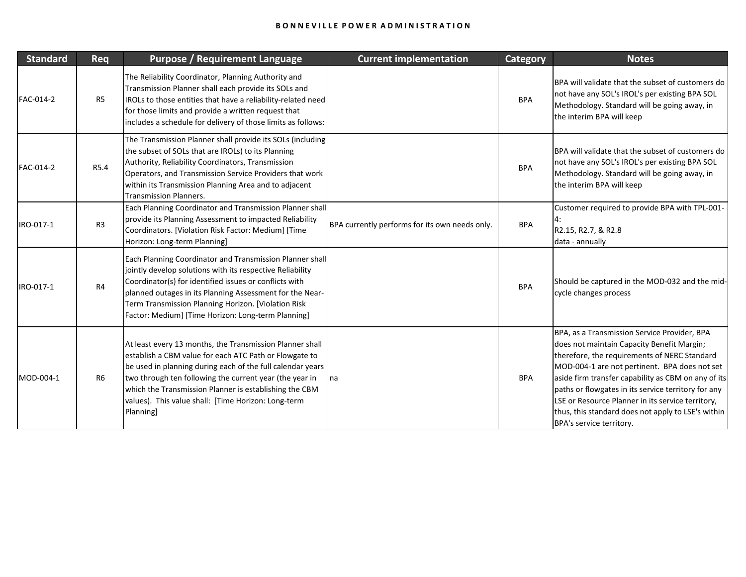| Standard | Req | Purpose / Requirement Language | Current implementation | Category | Notes |
|---|---|---|---|---|---|
| FAC-014-2 | R5 | The Reliability Coordinator, Planning Authority and Transmission Planner shall each provide its SOLs and IROLs to those entities that have a reliability-related need for those limits and provide a written request that includes a schedule for delivery of those limits as follows: | | BPA | BPA will validate that the subset of customers do not have any SOL's IROL's per existing BPA SOL Methodology. Standard will be going away, in the interim BPA will keep |
| FAC-014-2 | R5.4 | The Transmission Planner shall provide its SOLs (including the subset of SOLs that are IROLs) to its Planning Authority, Reliability Coordinators, Transmission Operators, and Transmission Service Providers that work within its Transmission Planning Area and to adjacent Transmission Planners. | | BPA | BPA will validate that the subset of customers do not have any SOL's IROL's per existing BPA SOL Methodology. Standard will be going away, in the interim BPA will keep |
| IRO-017-1 | R3 | Each Planning Coordinator and Transmission Planner shall provide its Planning Assessment to impacted Reliability Coordinators. [Violation Risk Factor: Medium] [Time Horizon: Long-term Planning] | BPA currently performs for its own needs only. | BPA | Customer required to provide BPA with TPL-001-4: R2.15, R2.7, & R2.8 data - annually |
| IRO-017-1 | R4 | Each Planning Coordinator and Transmission Planner shall jointly develop solutions with its respective Reliability Coordinator(s) for identified issues or conflicts with planned outages in its Planning Assessment for the Near-Term Transmission Planning Horizon. [Violation Risk Factor: Medium] [Time Horizon: Long-term Planning] | | BPA | Should be captured in the MOD-032 and the mid-cycle changes process |
| MOD-004-1 | R6 | At least every 13 months, the Transmission Planner shall establish a CBM value for each ATC Path or Flowgate to be used in planning during each of the full calendar years two through ten following the current year (the year in which the Transmission Planner is establishing the CBM values). This value shall: [Time Horizon: Long-term Planning] | na | BPA | BPA, as a Transmission Service Provider, BPA does not maintain Capacity Benefit Margin; therefore, the requirements of NERC Standard MOD-004-1 are not pertinent. BPA does not set aside firm transfer capability as CBM on any of its paths or flowgates in its service territory for any LSE or Resource Planner in its service territory, thus, this standard does not apply to LSE's within BPA's service territory. |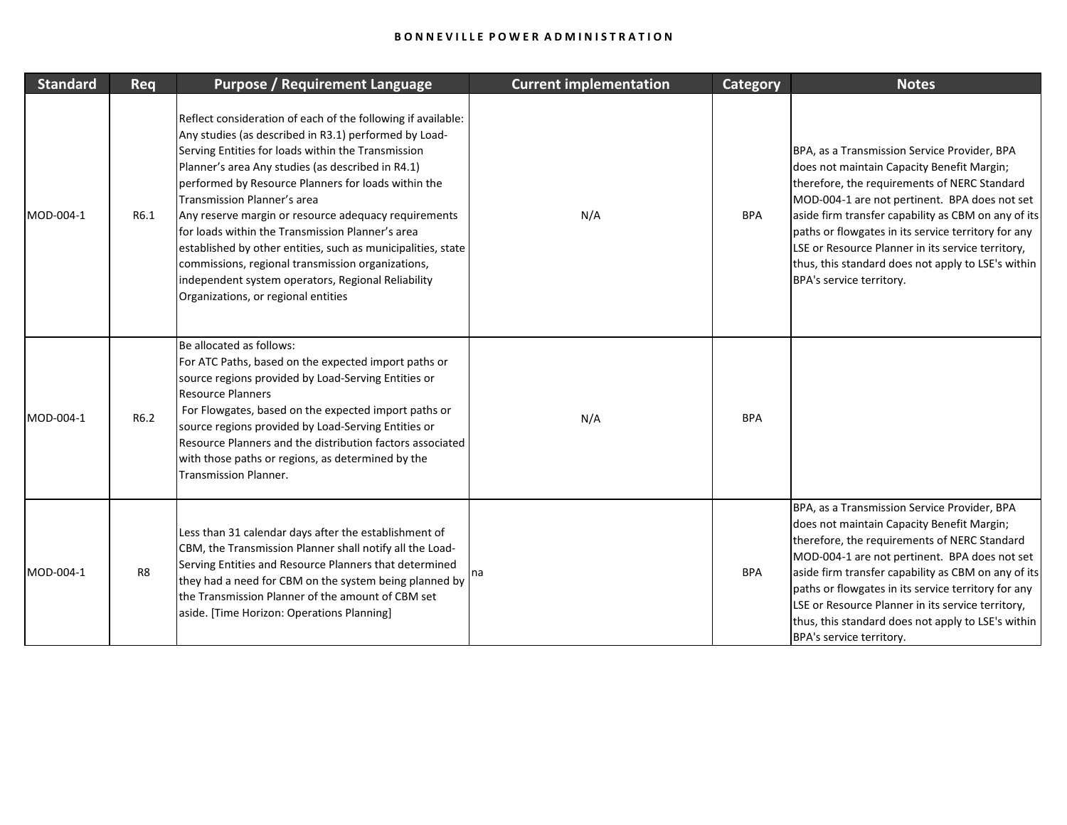| Standard | Req | Purpose / Requirement Language | Current implementation | Category | Notes |
|---|---|---|---|---|---|
| MOD-004-1 | R6.1 | Reflect consideration of each of the following if available: Any studies (as described in R3.1) performed by Load-Serving Entities for loads within the Transmission Planner's area Any studies (as described in R4.1) performed by Resource Planners for loads within the Transmission Planner's area<br>Any reserve margin or resource adequacy requirements for loads within the Transmission Planner's area established by other entities, such as municipalities, state commissions, regional transmission organizations, independent system operators, Regional Reliability Organizations, or regional entities | N/A | BPA | BPA, as a Transmission Service Provider, BPA does not maintain Capacity Benefit Margin; therefore, the requirements of NERC Standard MOD-004-1 are not pertinent. BPA does not set aside firm transfer capability as CBM on any of its paths or flowgates in its service territory for any LSE or Resource Planner in its service territory, thus, this standard does not apply to LSE's within BPA's service territory. |
| MOD-004-1 | R6.2 | Be allocated as follows:<br>For ATC Paths, based on the expected import paths or source regions provided by Load-Serving Entities or Resource Planners<br>For Flowgates, based on the expected import paths or source regions provided by Load-Serving Entities or Resource Planners and the distribution factors associated with those paths or regions, as determined by the Transmission Planner. | N/A | BPA | |
| MOD-004-1 | R8 | Less than 31 calendar days after the establishment of CBM, the Transmission Planner shall notify all the Load-Serving Entities and Resource Planners that determined they had a need for CBM on the system being planned by the Transmission Planner of the amount of CBM set aside. [Time Horizon: Operations Planning] | na | BPA | BPA, as a Transmission Service Provider, BPA does not maintain Capacity Benefit Margin; therefore, the requirements of NERC Standard MOD-004-1 are not pertinent. BPA does not set aside firm transfer capability as CBM on any of its paths or flowgates in its service territory for any LSE or Resource Planner in its service territory, thus, this standard does not apply to LSE's within BPA's service territory. |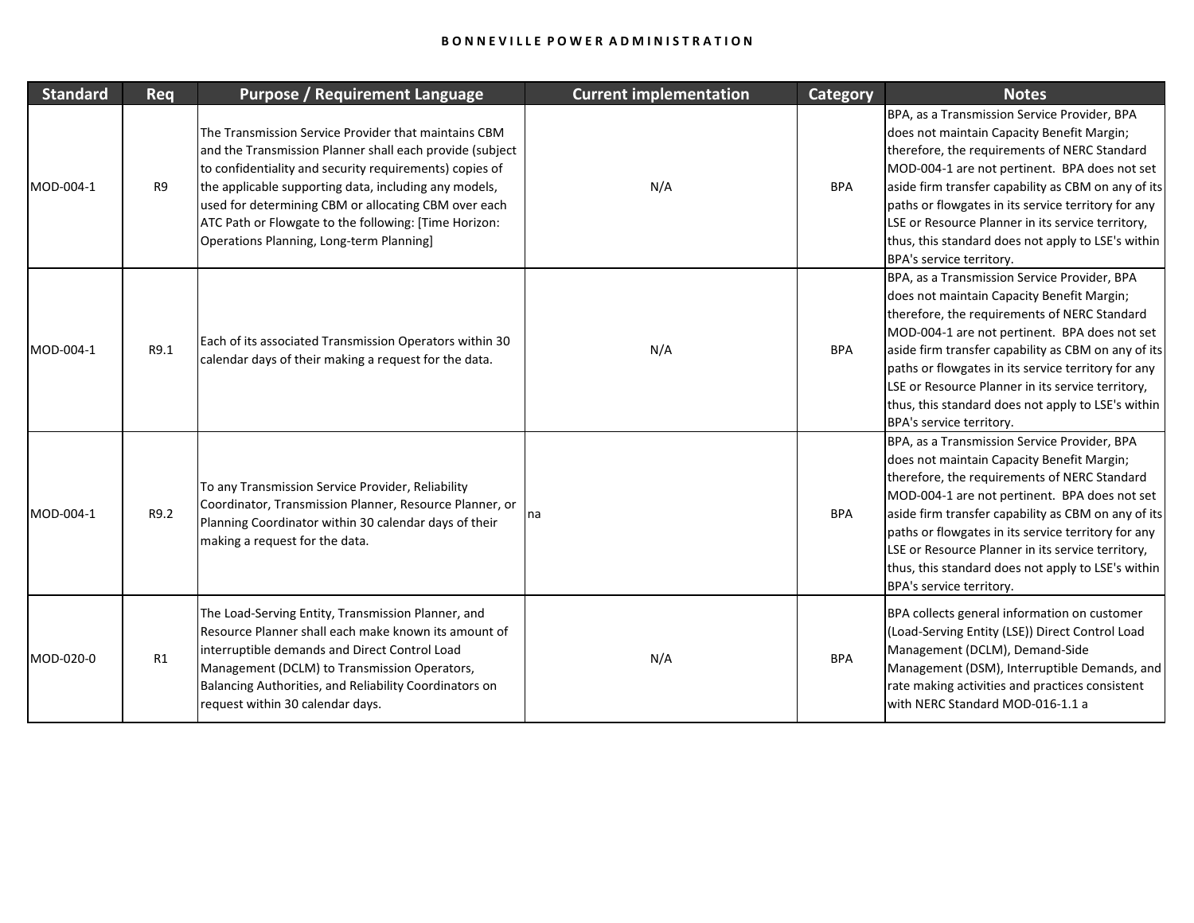| Standard | Req | Purpose / Requirement Language | Current implementation | Category | Notes |
|---|---|---|---|---|---|
| MOD-004-1 | R9 | The Transmission Service Provider that maintains CBM and the Transmission Planner shall each provide (subject to confidentiality and security requirements) copies of the applicable supporting data, including any models, used for determining CBM or allocating CBM over each ATC Path or Flowgate to the following: [Time Horizon: Operations Planning, Long-term Planning] | N/A | BPA | BPA, as a Transmission Service Provider, BPA does not maintain Capacity Benefit Margin; therefore, the requirements of NERC Standard MOD-004-1 are not pertinent. BPA does not set aside firm transfer capability as CBM on any of its paths or flowgates in its service territory for any LSE or Resource Planner in its service territory, thus, this standard does not apply to LSE's within BPA's service territory. |
| MOD-004-1 | R9.1 | Each of its associated Transmission Operators within 30 calendar days of their making a request for the data. | N/A | BPA | BPA, as a Transmission Service Provider, BPA does not maintain Capacity Benefit Margin; therefore, the requirements of NERC Standard MOD-004-1 are not pertinent. BPA does not set aside firm transfer capability as CBM on any of its paths or flowgates in its service territory for any LSE or Resource Planner in its service territory, thus, this standard does not apply to LSE's within BPA's service territory. |
| MOD-004-1 | R9.2 | To any Transmission Service Provider, Reliability Coordinator, Transmission Planner, Resource Planner, or Planning Coordinator within 30 calendar days of their making a request for the data. | na | BPA | BPA, as a Transmission Service Provider, BPA does not maintain Capacity Benefit Margin; therefore, the requirements of NERC Standard MOD-004-1 are not pertinent. BPA does not set aside firm transfer capability as CBM on any of its paths or flowgates in its service territory for any LSE or Resource Planner in its service territory, thus, this standard does not apply to LSE's within BPA's service territory. |
| MOD-020-0 | R1 | The Load-Serving Entity, Transmission Planner, and Resource Planner shall each make known its amount of interruptible demands and Direct Control Load Management (DCLM) to Transmission Operators, Balancing Authorities, and Reliability Coordinators on request within 30 calendar days. | N/A | BPA | BPA collects general information on customer (Load-Serving Entity (LSE)) Direct Control Load Management (DCLM), Demand-Side Management (DSM), Interruptible Demands, and rate making activities and practices consistent with NERC Standard MOD-016-1.1 a |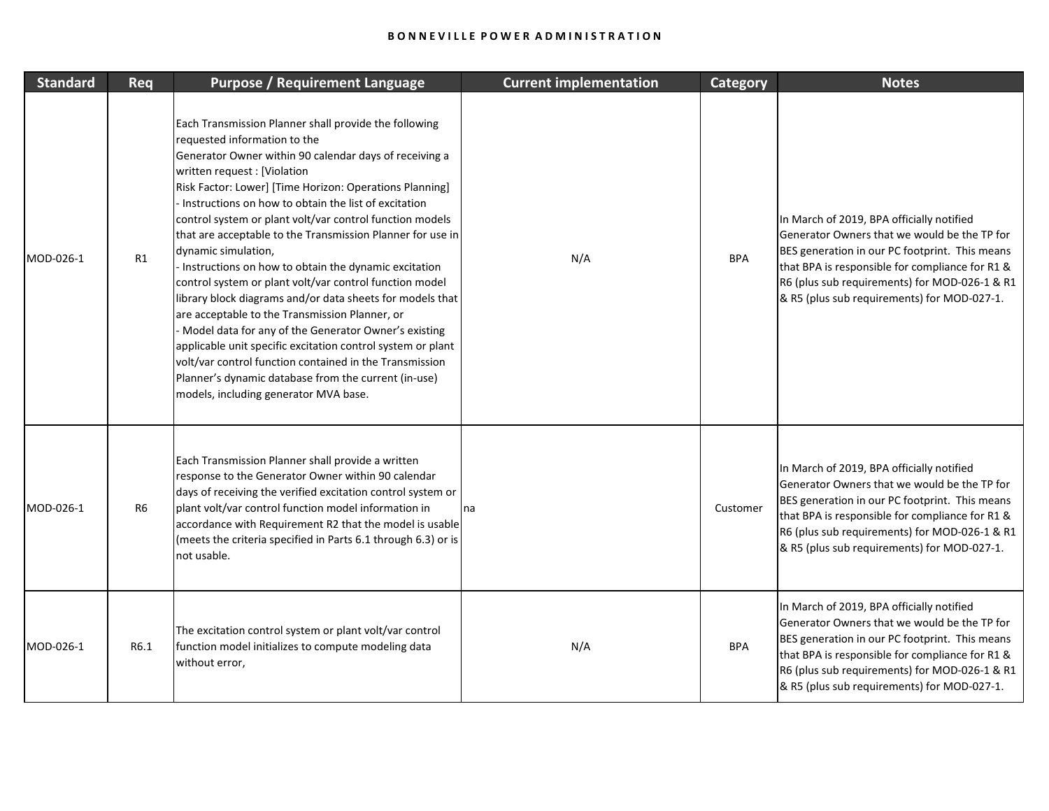| Standard | Req | Purpose / Requirement Language | Current implementation | Category | Notes |
|---|---|---|---|---|---|
| MOD-026-1 | R1 | Each Transmission Planner shall provide the following requested information to the Generator Owner within 90 calendar days of receiving a written request : [Violation Risk Factor: Lower] [Time Horizon: Operations Planning]<br>- Instructions on how to obtain the list of excitation control system or plant volt/var control function models that are acceptable to the Transmission Planner for use in dynamic simulation,<br>- Instructions on how to obtain the dynamic excitation control system or plant volt/var control function model library block diagrams and/or data sheets for models that are acceptable to the Transmission Planner, or<br>- Model data for any of the Generator Owner's existing applicable unit specific excitation control system or plant volt/var control function contained in the Transmission Planner's dynamic database from the current (in-use) models, including generator MVA base. | N/A | BPA | In March of 2019, BPA officially notified Generator Owners that we would be the TP for BES generation in our PC footprint. This means that BPA is responsible for compliance for R1 & R6 (plus sub requirements) for MOD-026-1 & R1 & R5 (plus sub requirements) for MOD-027-1. |
| MOD-026-1 | R6 | Each Transmission Planner shall provide a written response to the Generator Owner within 90 calendar days of receiving the verified excitation control system or plant volt/var control function model information in accordance with Requirement R2 that the model is usable (meets the criteria specified in Parts 6.1 through 6.3) or is not usable. | na | Customer | In March of 2019, BPA officially notified Generator Owners that we would be the TP for BES generation in our PC footprint. This means that BPA is responsible for compliance for R1 & R6 (plus sub requirements) for MOD-026-1 & R1 & R5 (plus sub requirements) for MOD-027-1. |
| MOD-026-1 | R6.1 | The excitation control system or plant volt/var control function model initializes to compute modeling data without error, | N/A | BPA | In March of 2019, BPA officially notified Generator Owners that we would be the TP for BES generation in our PC footprint. This means that BPA is responsible for compliance for R1 & R6 (plus sub requirements) for MOD-026-1 & R1 & R5 (plus sub requirements) for MOD-027-1. |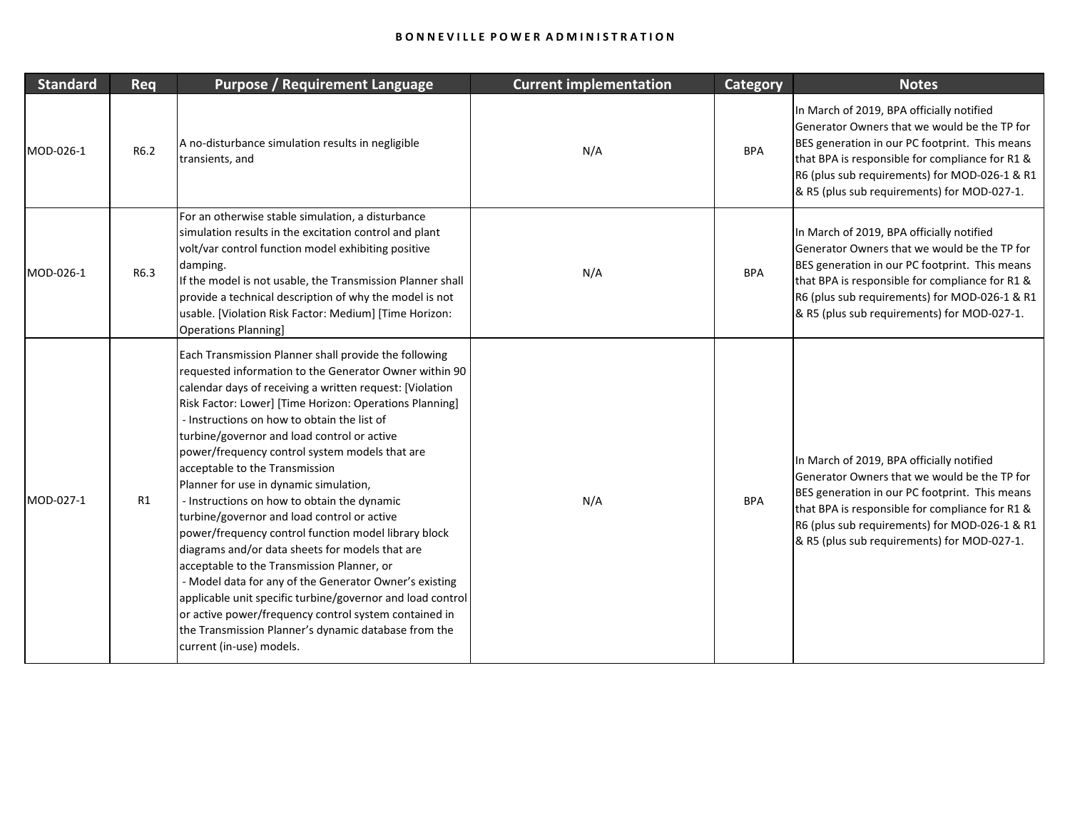| Standard | Req | Purpose / Requirement Language | Current implementation | Category | Notes |
|---|---|---|---|---|---|
| MOD-026-1 | R6.2 | A no-disturbance simulation results in negligible transients, and | N/A | BPA | In March of 2019, BPA officially notified Generator Owners that we would be the TP for BES generation in our PC footprint. This means that BPA is responsible for compliance for R1 & R6 (plus sub requirements) for MOD-026-1 & R1 & R5 (plus sub requirements) for MOD-027-1. |
| MOD-026-1 | R6.3 | For an otherwise stable simulation, a disturbance simulation results in the excitation control and plant volt/var control function model exhibiting positive damping.<br>If the model is not usable, the Transmission Planner shall provide a technical description of why the model is not usable. [Violation Risk Factor: Medium] [Time Horizon: Operations Planning] | N/A | BPA | In March of 2019, BPA officially notified Generator Owners that we would be the TP for BES generation in our PC footprint. This means that BPA is responsible for compliance for R1 & R6 (plus sub requirements) for MOD-026-1 & R1 & R5 (plus sub requirements) for MOD-027-1. |
| MOD-027-1 | R1 | Each Transmission Planner shall provide the following requested information to the Generator Owner within 90 calendar days of receiving a written request: [Violation Risk Factor: Lower] [Time Horizon: Operations Planning]<br>- Instructions on how to obtain the list of turbine/governor and load control or active power/frequency control system models that are acceptable to the Transmission Planner for use in dynamic simulation,<br>- Instructions on how to obtain the dynamic turbine/governor and load control or active power/frequency control function model library block diagrams and/or data sheets for models that are acceptable to the Transmission Planner, or<br>- Model data for any of the Generator Owner's existing applicable unit specific turbine/governor and load control or active power/frequency control system contained in the Transmission Planner's dynamic database from the current (in-use) models. | N/A | BPA | In March of 2019, BPA officially notified Generator Owners that we would be the TP for BES generation in our PC footprint. This means that BPA is responsible for compliance for R1 & R6 (plus sub requirements) for MOD-026-1 & R1 & R5 (plus sub requirements) for MOD-027-1. |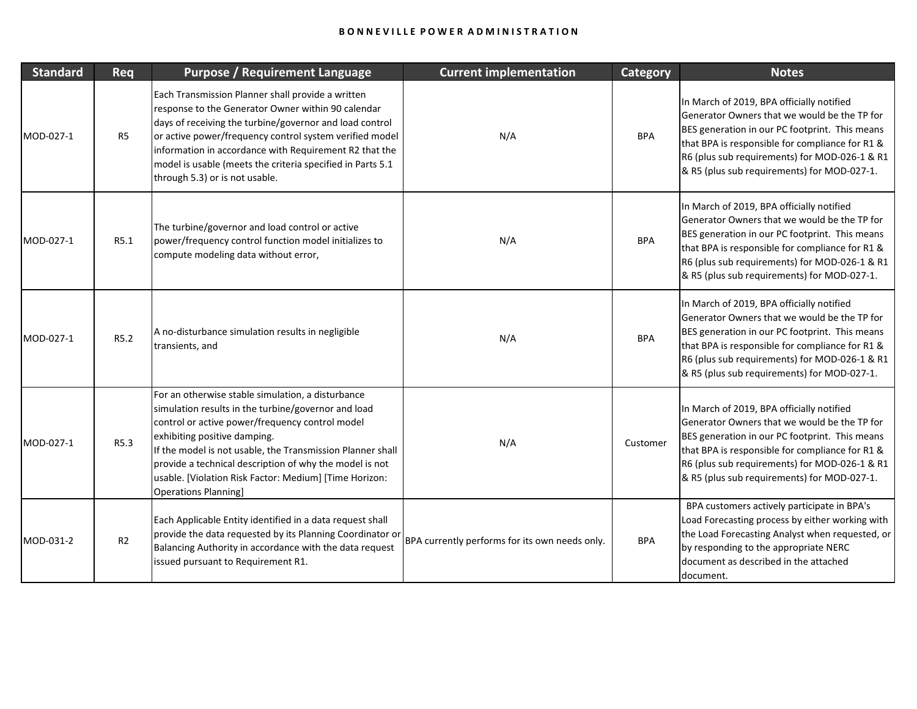| Standard | Req | Purpose / Requirement Language | Current implementation | Category | Notes |
|---|---|---|---|---|---|
| MOD-027-1 | R5 | Each Transmission Planner shall provide a written response to the Generator Owner within 90 calendar days of receiving the turbine/governor and load control or active power/frequency control system verified model information in accordance with Requirement R2 that the model is usable (meets the criteria specified in Parts 5.1 through 5.3) or is not usable. | N/A | BPA | In March of 2019, BPA officially notified Generator Owners that we would be the TP for BES generation in our PC footprint. This means that BPA is responsible for compliance for R1 & R6 (plus sub requirements) for MOD-026-1 & R1 & R5 (plus sub requirements) for MOD-027-1. |
| MOD-027-1 | R5.1 | The turbine/governor and load control or active power/frequency control function model initializes to compute modeling data without error, | N/A | BPA | In March of 2019, BPA officially notified Generator Owners that we would be the TP for BES generation in our PC footprint. This means that BPA is responsible for compliance for R1 & R6 (plus sub requirements) for MOD-026-1 & R1 & R5 (plus sub requirements) for MOD-027-1. |
| MOD-027-1 | R5.2 | A no-disturbance simulation results in negligible transients, and | N/A | BPA | In March of 2019, BPA officially notified Generator Owners that we would be the TP for BES generation in our PC footprint. This means that BPA is responsible for compliance for R1 & R6 (plus sub requirements) for MOD-026-1 & R1 & R5 (plus sub requirements) for MOD-027-1. |
| MOD-027-1 | R5.3 | For an otherwise stable simulation, a disturbance simulation results in the turbine/governor and load control or active power/frequency control model exhibiting positive damping.<br>If the model is not usable, the Transmission Planner shall provide a technical description of why the model is not usable. [Violation Risk Factor: Medium] [Time Horizon: Operations Planning] | N/A | Customer | In March of 2019, BPA officially notified Generator Owners that we would be the TP for BES generation in our PC footprint. This means that BPA is responsible for compliance for R1 & R6 (plus sub requirements) for MOD-026-1 & R1 & R5 (plus sub requirements) for MOD-027-1. |
| MOD-031-2 | R2 | Each Applicable Entity identified in a data request shall provide the data requested by its Planning Coordinator or Balancing Authority in accordance with the data request issued pursuant to Requirement R1. | BPA currently performs for its own needs only. | BPA | BPA customers actively participate in BPA's Load Forecasting process by either working with the Load Forecasting Analyst when requested, or by responding to the appropriate NERC document as described in the attached document. |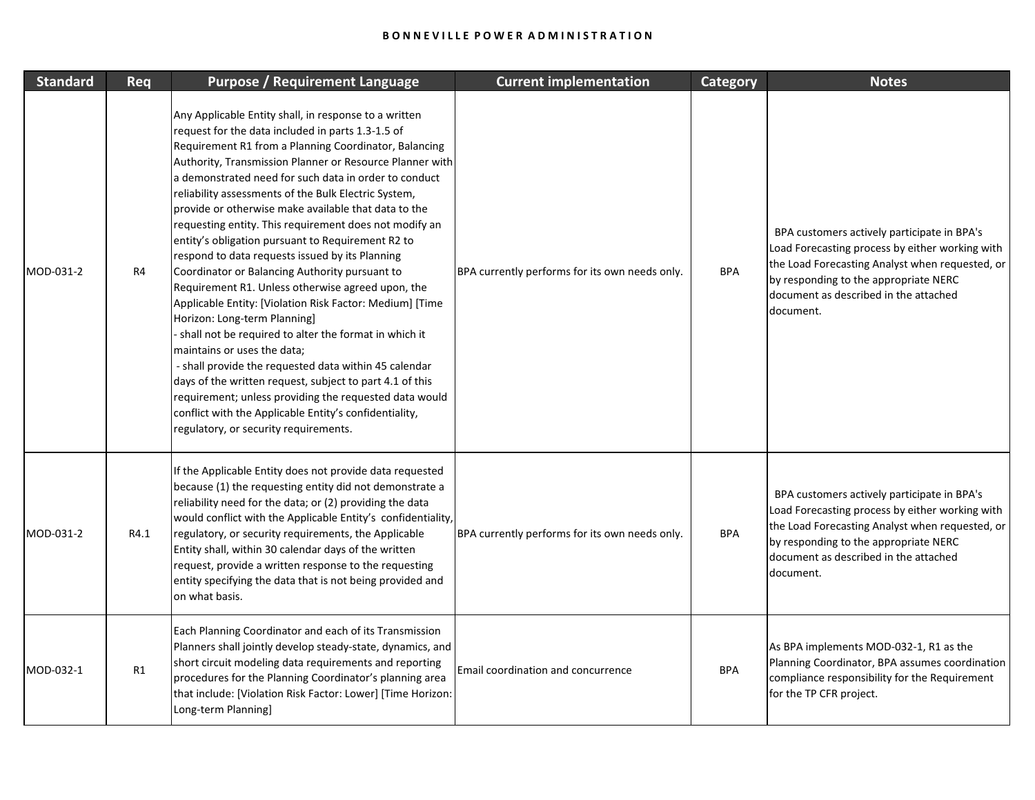| Standard | Req | Purpose / Requirement Language | Current implementation | Category | Notes |
|---|---|---|---|---|---|
| MOD-031-2 | R4 | Any Applicable Entity shall, in response to a written request for the data included in parts 1.3-1.5 of Requirement R1 from a Planning Coordinator, Balancing Authority, Transmission Planner or Resource Planner with a demonstrated need for such data in order to conduct reliability assessments of the Bulk Electric System, provide or otherwise make available that data to the requesting entity. This requirement does not modify an entity's obligation pursuant to Requirement R2 to respond to data requests issued by its Planning Coordinator or Balancing Authority pursuant to Requirement R1. Unless otherwise agreed upon, the Applicable Entity: [Violation Risk Factor: Medium] [Time Horizon: Long-term Planning]<br>- shall not be required to alter the format in which it maintains or uses the data;<br>- shall provide the requested data within 45 calendar days of the written request, subject to part 4.1 of this requirement; unless providing the requested data would conflict with the Applicable Entity's confidentiality, regulatory, or security requirements. | BPA currently performs for its own needs only. | BPA | BPA customers actively participate in BPA's Load Forecasting process by either working with the Load Forecasting Analyst when requested, or by responding to the appropriate NERC document as described in the attached document. |
| MOD-031-2 | R4.1 | If the Applicable Entity does not provide data requested because (1) the requesting entity did not demonstrate a reliability need for the data; or (2) providing the data would conflict with the Applicable Entity's confidentiality, regulatory, or security requirements, the Applicable Entity shall, within 30 calendar days of the written request, provide a written response to the requesting entity specifying the data that is not being provided and on what basis. | BPA currently performs for its own needs only. | BPA | BPA customers actively participate in BPA's Load Forecasting process by either working with the Load Forecasting Analyst when requested, or by responding to the appropriate NERC document as described in the attached document. |
| MOD-032-1 | R1 | Each Planning Coordinator and each of its Transmission Planners shall jointly develop steady-state, dynamics, and short circuit modeling data requirements and reporting procedures for the Planning Coordinator's planning area that include: [Violation Risk Factor: Lower] [Time Horizon: Long-term Planning] | Email coordination and concurrence | BPA | As BPA implements MOD-032-1, R1 as the Planning Coordinator, BPA assumes coordination compliance responsibility for the Requirement for the TP CFR project. |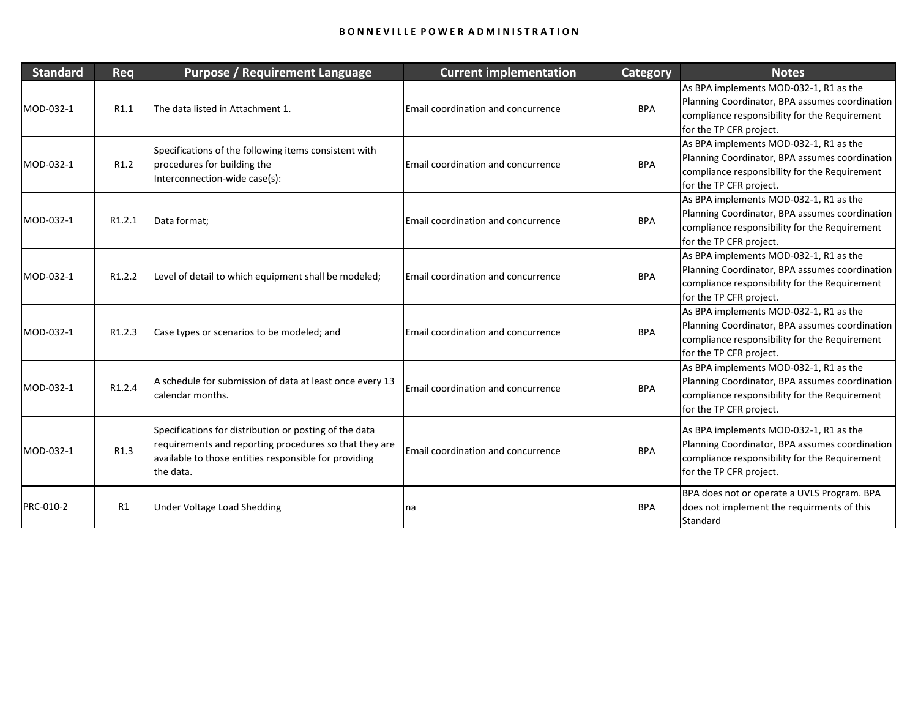| Standard | Req | Purpose / Requirement Language | Current implementation | Category | Notes |
|---|---|---|---|---|---|
| MOD-032-1 | R1.1 | The data listed in Attachment 1. | Email coordination and concurrence | BPA | As BPA implements MOD-032-1, R1 as the Planning Coordinator, BPA assumes coordination compliance responsibility for the Requirement for the TP CFR project. |
| MOD-032-1 | R1.2 | Specifications of the following items consistent with procedures for building the Interconnection-wide case(s): | Email coordination and concurrence | BPA | As BPA implements MOD-032-1, R1 as the Planning Coordinator, BPA assumes coordination compliance responsibility for the Requirement for the TP CFR project. |
| MOD-032-1 | R1.2.1 | Data format; | Email coordination and concurrence | BPA | As BPA implements MOD-032-1, R1 as the Planning Coordinator, BPA assumes coordination compliance responsibility for the Requirement for the TP CFR project. |
| MOD-032-1 | R1.2.2 | Level of detail to which equipment shall be modeled; | Email coordination and concurrence | BPA | As BPA implements MOD-032-1, R1 as the Planning Coordinator, BPA assumes coordination compliance responsibility for the Requirement for the TP CFR project. |
| MOD-032-1 | R1.2.3 | Case types or scenarios to be modeled; and | Email coordination and concurrence | BPA | As BPA implements MOD-032-1, R1 as the Planning Coordinator, BPA assumes coordination compliance responsibility for the Requirement for the TP CFR project. |
| MOD-032-1 | R1.2.4 | A schedule for submission of data at least once every 13 calendar months. | Email coordination and concurrence | BPA | As BPA implements MOD-032-1, R1 as the Planning Coordinator, BPA assumes coordination compliance responsibility for the Requirement for the TP CFR project. |
| MOD-032-1 | R1.3 | Specifications for distribution or posting of the data requirements and reporting procedures so that they are available to those entities responsible for providing the data. | Email coordination and concurrence | BPA | As BPA implements MOD-032-1, R1 as the Planning Coordinator, BPA assumes coordination compliance responsibility for the Requirement for the TP CFR project. |
| PRC-010-2 | R1 | Under Voltage Load Shedding | na | BPA | BPA does not or operate a UVLS Program. BPA does not implement the requirments of this Standard |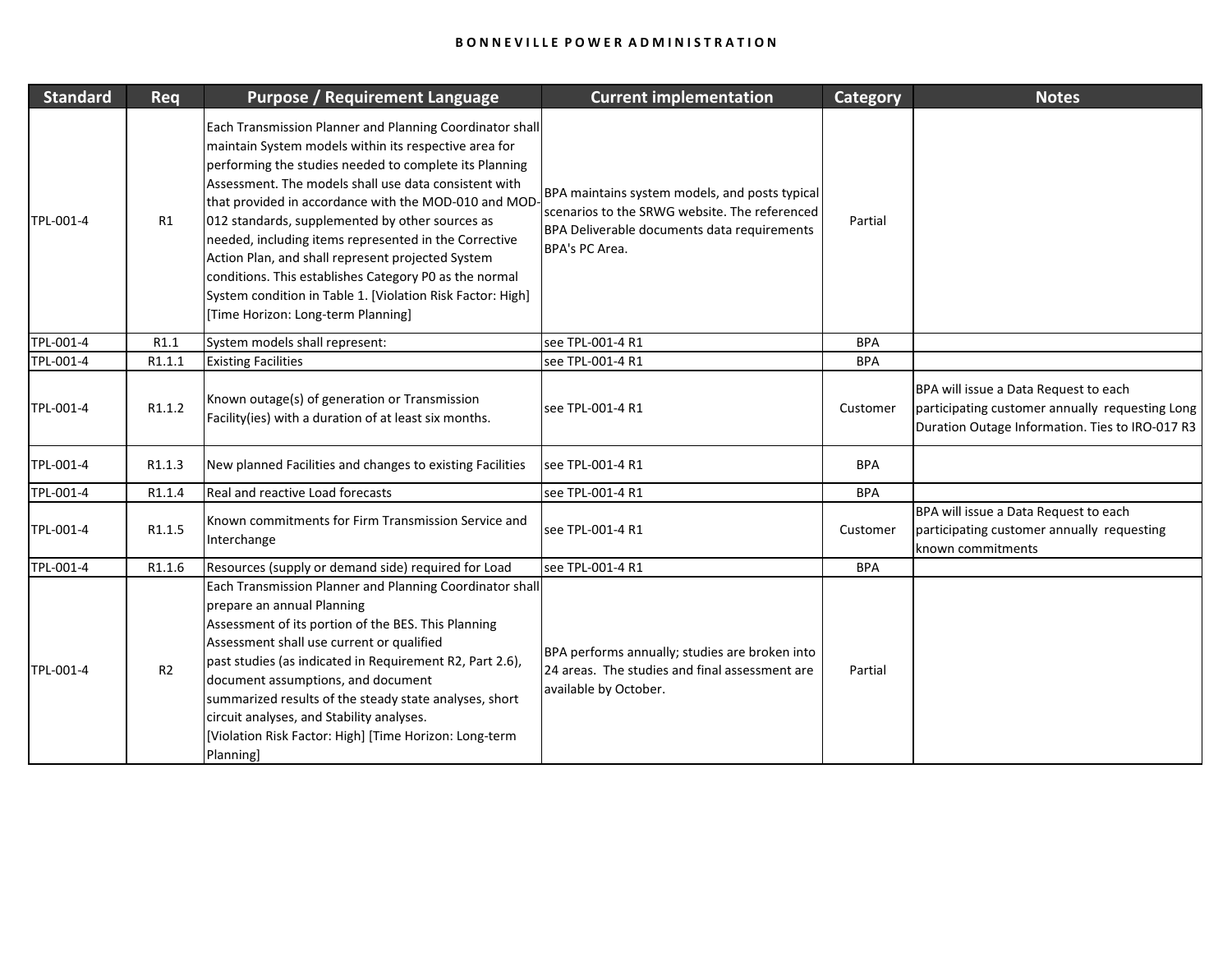| Standard | Req | Purpose / Requirement Language | Current implementation | Category | Notes |
|---|---|---|---|---|---|
| TPL-001-4 | R1 | Each Transmission Planner and Planning Coordinator shall maintain System models within its respective area for performing the studies needed to complete its Planning Assessment. The models shall use data consistent with that provided in accordance with the MOD-010 and MOD-012 standards, supplemented by other sources as needed, including items represented in the Corrective Action Plan, and shall represent projected System conditions. This establishes Category P0 as the normal System condition in Table 1. [Violation Risk Factor: High] [Time Horizon: Long-term Planning] | BPA maintains system models, and posts typical scenarios to the SRWG website. The referenced BPA Deliverable documents data requirements BPA's PC Area. | Partial | |
| TPL-001-4 | R1.1 | System models shall represent: | see TPL-001-4 R1 | BPA | |
| TPL-001-4 | R1.1.1 | Existing Facilities | see TPL-001-4 R1 | BPA | |
| TPL-001-4 | R1.1.2 | Known outage(s) of generation or Transmission Facility(ies) with a duration of at least six months. | see TPL-001-4 R1 | Customer | BPA will issue a Data Request to each participating customer annually requesting Long Duration Outage Information. Ties to IRO-017 R3 |
| TPL-001-4 | R1.1.3 | New planned Facilities and changes to existing Facilities | see TPL-001-4 R1 | BPA | |
| TPL-001-4 | R1.1.4 | Real and reactive Load forecasts | see TPL-001-4 R1 | BPA | |
| TPL-001-4 | R1.1.5 | Known commitments for Firm Transmission Service and Interchange | see TPL-001-4 R1 | Customer | BPA will issue a Data Request to each participating customer annually requesting known commitments |
| TPL-001-4 | R1.1.6 | Resources (supply or demand side) required for Load | see TPL-001-4 R1 | BPA | |
| TPL-001-4 | R2 | Each Transmission Planner and Planning Coordinator shall prepare an annual Planning Assessment of its portion of the BES. This Planning Assessment shall use current or qualified past studies (as indicated in Requirement R2, Part 2.6), document assumptions, and document summarized results of the steady state analyses, short circuit analyses, and Stability analyses. [Violation Risk Factor: High] [Time Horizon: Long-term Planning] | BPA performs annually; studies are broken into 24 areas. The studies and final assessment are available by October. | Partial | |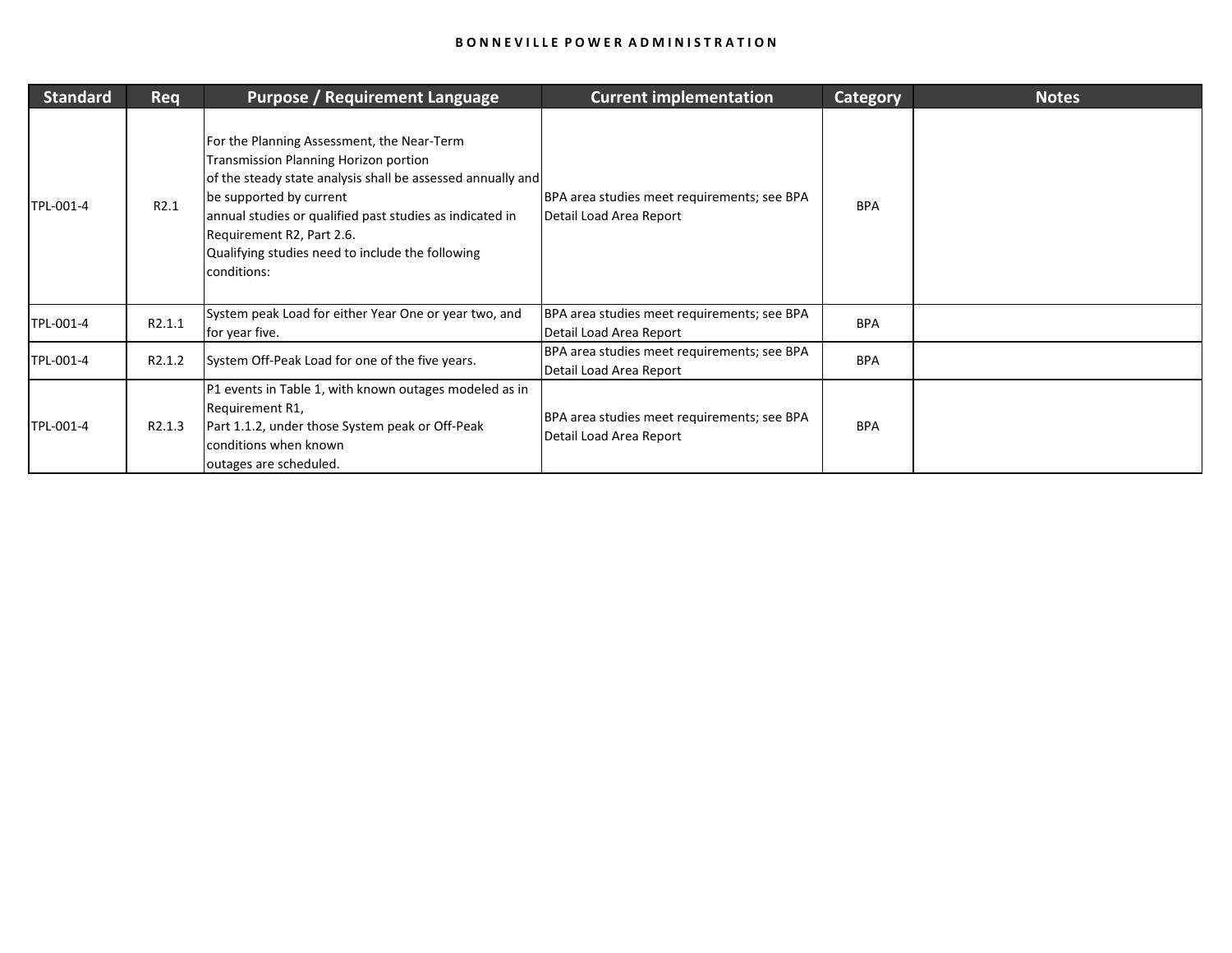| Standard | Req | Purpose / Requirement Language | Current implementation | Category | Notes |
|---|---|---|---|---|---|
| TPL-001-4 | R2.1 | For the Planning Assessment, the Near-Term Transmission Planning Horizon portion of the steady state analysis shall be assessed annually and be supported by current annual studies or qualified past studies as indicated in Requirement R2, Part 2.6. Qualifying studies need to include the following conditions: | BPA area studies meet requirements; see BPA Detail Load Area Report | BPA | |
| TPL-001-4 | R2.1.1 | System peak Load for either Year One or year two, and for year five. | BPA area studies meet requirements; see BPA Detail Load Area Report | BPA | |
| TPL-001-4 | R2.1.2 | System Off-Peak Load for one of the five years. | BPA area studies meet requirements; see BPA Detail Load Area Report | BPA | |
| TPL-001-4 | R2.1.3 | P1 events in Table 1, with known outages modeled as in Requirement R1, Part 1.1.2, under those System peak or Off-Peak conditions when known outages are scheduled. | BPA area studies meet requirements; see BPA Detail Load Area Report | BPA | |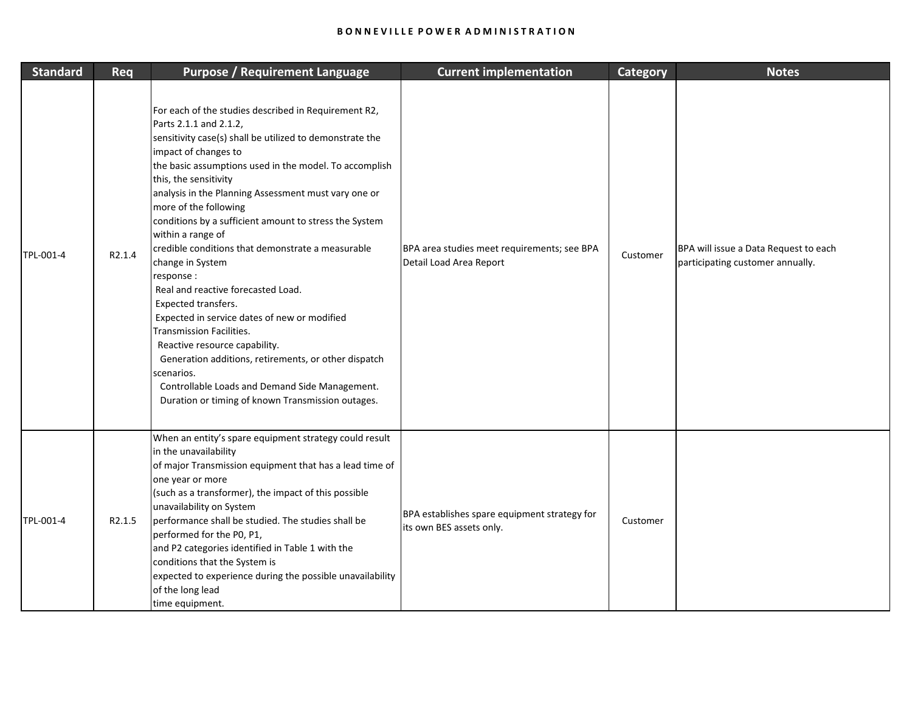| Standard | Req | Purpose / Requirement Language | Current implementation | Category | Notes |
|---|---|---|---|---|---|
| TPL-001-4 | R2.1.4 | For each of the studies described in Requirement R2, Parts 2.1.1 and 2.1.2, sensitivity case(s) shall be utilized to demonstrate the impact of changes to the basic assumptions used in the model. To accomplish this, the sensitivity analysis in the Planning Assessment must vary one or more of the following conditions by a sufficient amount to stress the System within a range of credible conditions that demonstrate a measurable change in System response : Real and reactive forecasted Load. Expected transfers. Expected in service dates of new or modified Transmission Facilities. Reactive resource capability. Generation additions, retirements, or other dispatch scenarios. Controllable Loads and Demand Side Management. Duration or timing of known Transmission outages. | BPA area studies meet requirements; see BPA Detail Load Area Report | Customer | BPA will issue a Data Request to each participating customer annually. |
| TPL-001-4 | R2.1.5 | When an entity's spare equipment strategy could result in the unavailability of major Transmission equipment that has a lead time of one year or more (such as a transformer), the impact of this possible unavailability on System performance shall be studied. The studies shall be performed for the P0, P1, and P2 categories identified in Table 1 with the conditions that the System is expected to experience during the possible unavailability of the long lead time equipment. | BPA establishes spare equipment strategy for its own BES assets only. | Customer | |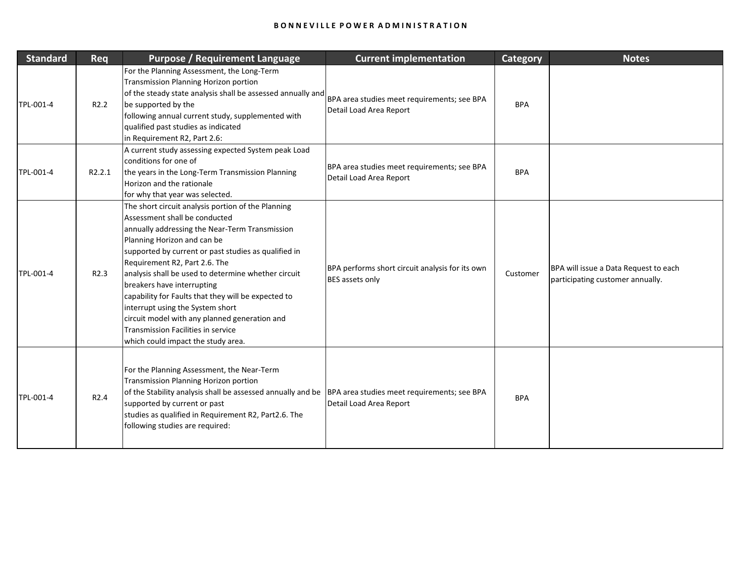| Standard | Req | Purpose / Requirement Language | Current implementation | Category | Notes |
|---|---|---|---|---|---|
| TPL-001-4 | R2.2 | For the Planning Assessment, the Long-Term Transmission Planning Horizon portion of the steady state analysis shall be assessed annually and be supported by the following annual current study, supplemented with qualified past studies as indicated in Requirement R2, Part 2.6: | BPA area studies meet requirements; see BPA Detail Load Area Report | BPA | |
| TPL-001-4 | R2.2.1 | A current study assessing expected System peak Load conditions for one of the years in the Long-Term Transmission Planning Horizon and the rationale for why that year was selected. | BPA area studies meet requirements; see BPA Detail Load Area Report | BPA | |
| TPL-001-4 | R2.3 | The short circuit analysis portion of the Planning Assessment shall be conducted annually addressing the Near-Term Transmission Planning Horizon and can be supported by current or past studies as qualified in Requirement R2, Part 2.6. The analysis shall be used to determine whether circuit breakers have interrupting capability for Faults that they will be expected to interrupt using the System short circuit model with any planned generation and Transmission Facilities in service which could impact the study area. | BPA performs short circuit analysis for its own BES assets only | Customer | BPA will issue a Data Request to each participating customer annually. |
| TPL-001-4 | R2.4 | For the Planning Assessment, the Near-Term Transmission Planning Horizon portion of the Stability analysis shall be assessed annually and be supported by current or past studies as qualified in Requirement R2, Part2.6. The following studies are required: | BPA area studies meet requirements; see BPA Detail Load Area Report | BPA | |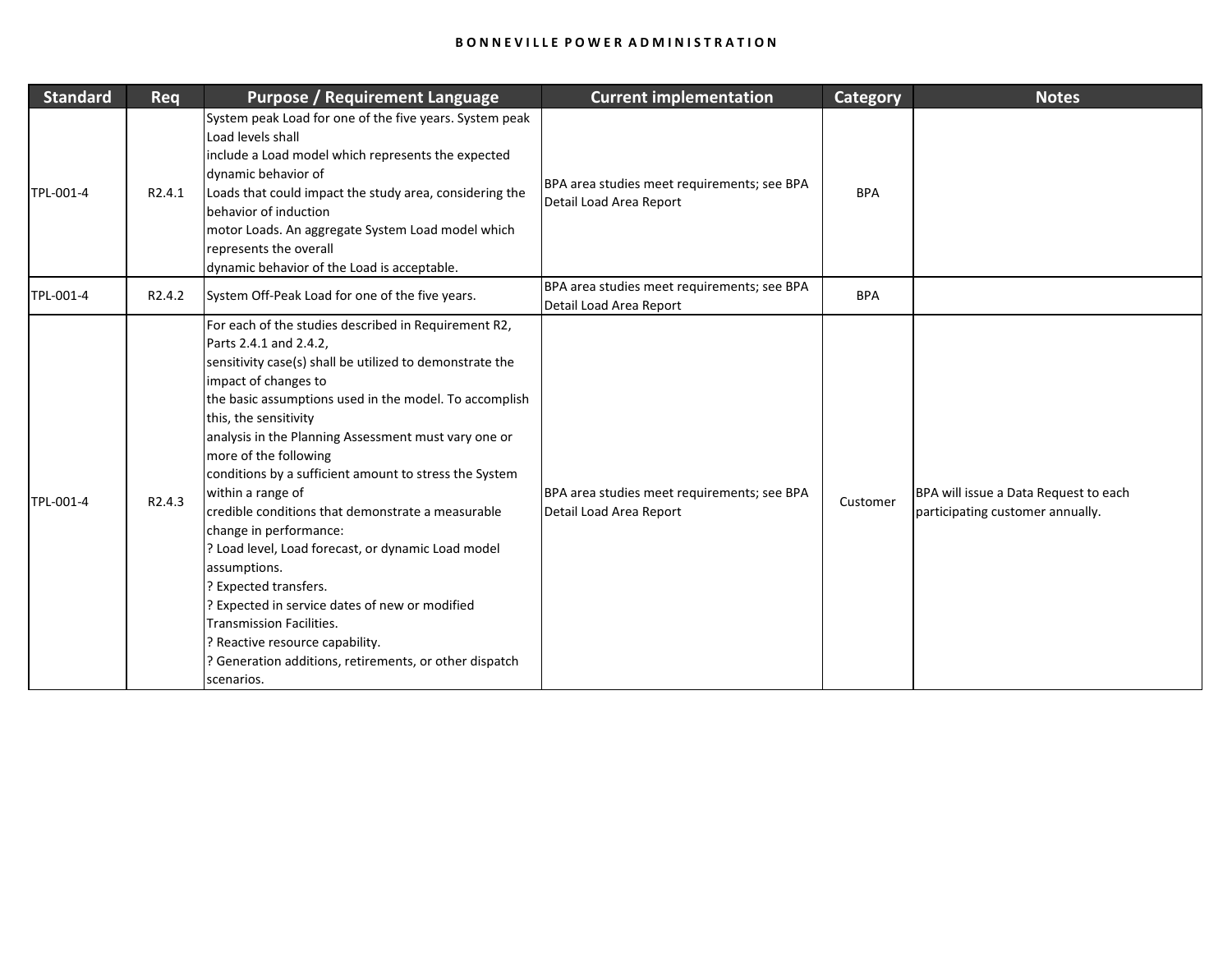| Standard | Req | Purpose / Requirement Language | Current implementation | Category | Notes |
|---|---|---|---|---|---|
| TPL-001-4 | R2.4.1 | System peak Load for one of the five years. System peak Load levels shall include a Load model which represents the expected dynamic behavior of Loads that could impact the study area, considering the behavior of induction motor Loads. An aggregate System Load model which represents the overall dynamic behavior of the Load is acceptable. | BPA area studies meet requirements; see BPA Detail Load Area Report | BPA | |
| TPL-001-4 | R2.4.2 | System Off-Peak Load for one of the five years. | BPA area studies meet requirements; see BPA Detail Load Area Report | BPA | |
| TPL-001-4 | R2.4.3 | For each of the studies described in Requirement R2, Parts 2.4.1 and 2.4.2, sensitivity case(s) shall be utilized to demonstrate the impact of changes to the basic assumptions used in the model. To accomplish this, the sensitivity analysis in the Planning Assessment must vary one or more of the following conditions by a sufficient amount to stress the System within a range of credible conditions that demonstrate a measurable change in performance:<br>? Load level, Load forecast, or dynamic Load model assumptions.<br>? Expected transfers.<br>? Expected in service dates of new or modified Transmission Facilities.<br>? Reactive resource capability.<br>? Generation additions, retirements, or other dispatch scenarios. | BPA area studies meet requirements; see BPA Detail Load Area Report | Customer | BPA will issue a Data Request to each participating customer annually. |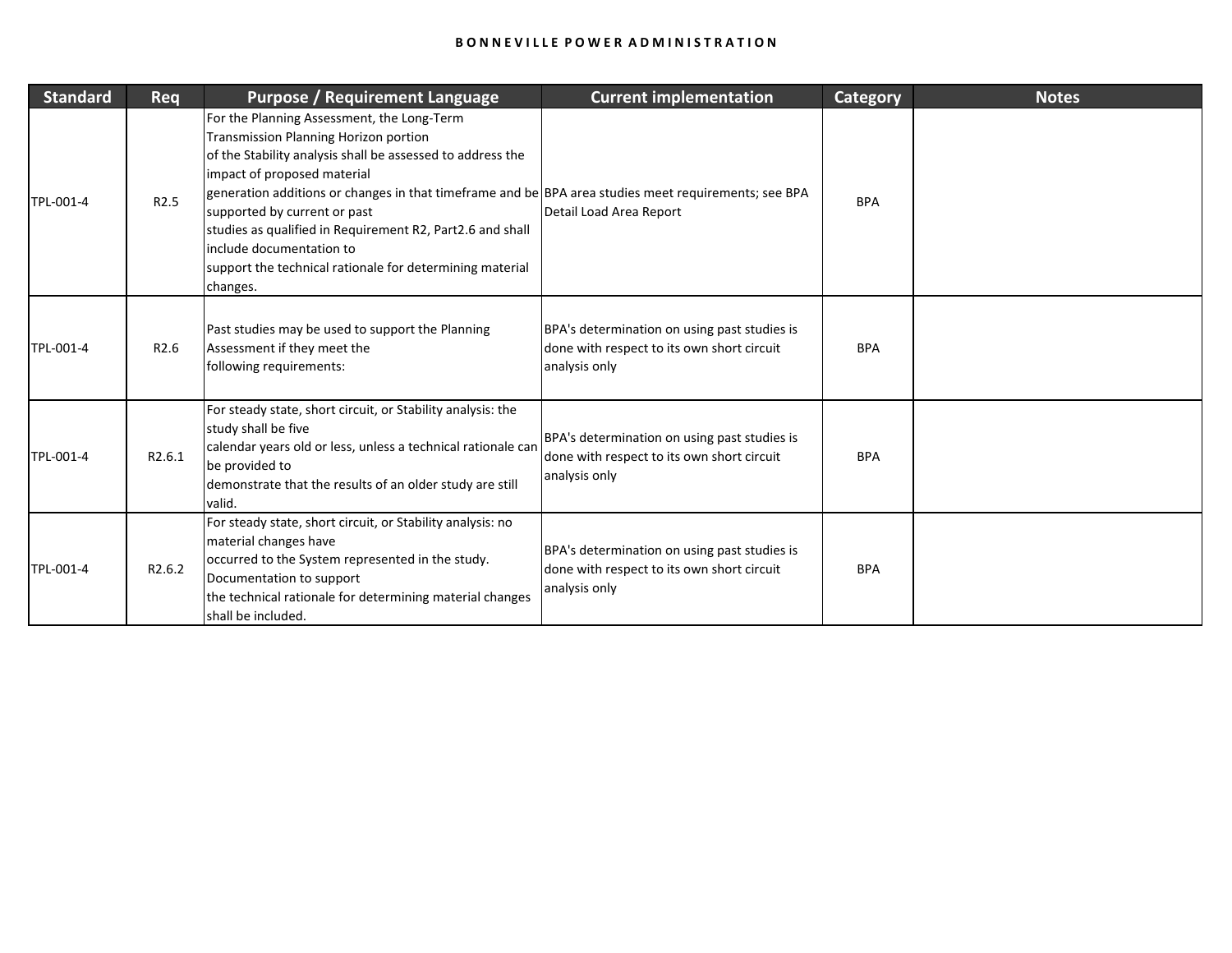| Standard | Req | Purpose / Requirement Language | Current implementation | Category | Notes |
|---|---|---|---|---|---|
| TPL-001-4 | R2.5 | For the Planning Assessment, the Long-Term Transmission Planning Horizon portion of the Stability analysis shall be assessed to address the impact of proposed material generation additions or changes in that timeframe and be supported by current or past studies as qualified in Requirement R2, Part2.6 and shall include documentation to support the technical rationale for determining material changes. | BPA area studies meet requirements; see BPA Detail Load Area Report | BPA | |
| TPL-001-4 | R2.6 | Past studies may be used to support the Planning Assessment if they meet the following requirements: | BPA's determination on using past studies is done with respect to its own short circuit analysis only | BPA | |
| TPL-001-4 | R2.6.1 | For steady state, short circuit, or Stability analysis: the study shall be five calendar years old or less, unless a technical rationale can be provided to demonstrate that the results of an older study are still valid. | BPA's determination on using past studies is done with respect to its own short circuit analysis only | BPA | |
| TPL-001-4 | R2.6.2 | For steady state, short circuit, or Stability analysis: no material changes have occurred to the System represented in the study. Documentation to support the technical rationale for determining material changes shall be included. | BPA's determination on using past studies is done with respect to its own short circuit analysis only | BPA | |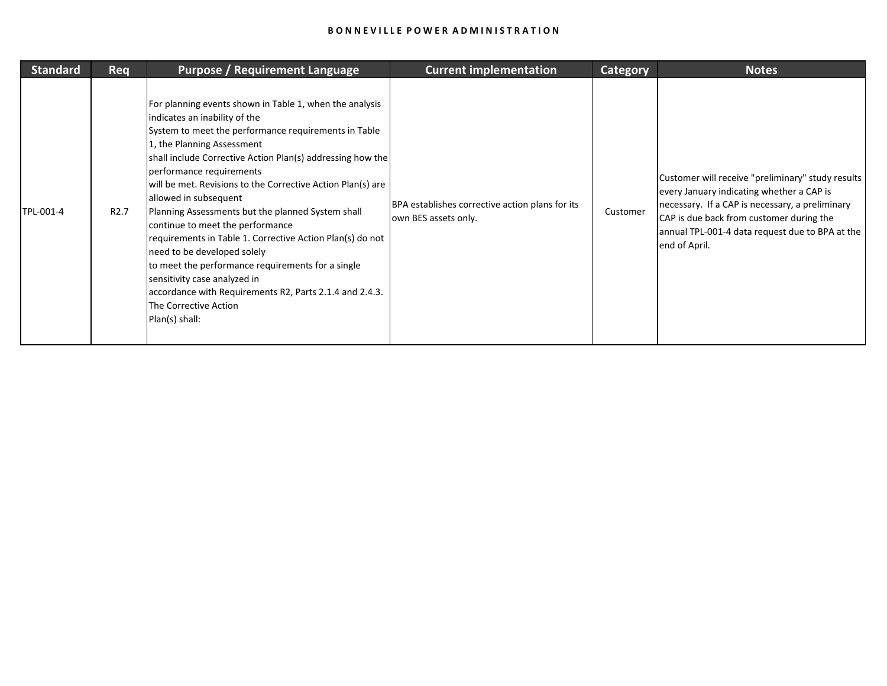| Standard | Req | Purpose / Requirement Language | Current implementation | Category | Notes |
|---|---|---|---|---|---|
| TPL-001-4 | R2.7 | For planning events shown in Table 1, when the analysis indicates an inability of the System to meet the performance requirements in Table 1, the Planning Assessment shall include Corrective Action Plan(s) addressing how the performance requirements will be met. Revisions to the Corrective Action Plan(s) are allowed in subsequent Planning Assessments but the planned System shall continue to meet the performance requirements in Table 1. Corrective Action Plan(s) do not need to be developed solely to meet the performance requirements for a single sensitivity case analyzed in accordance with Requirements R2, Parts 2.1.4 and 2.4.3. The Corrective Action Plan(s) shall: | BPA establishes corrective action plans for its own BES assets only. | Customer | Customer will receive "preliminary" study results every January indicating whether a CAP is necessary. If a CAP is necessary, a preliminary CAP is due back from customer during the annual TPL-001-4 data request due to BPA at the end of April. |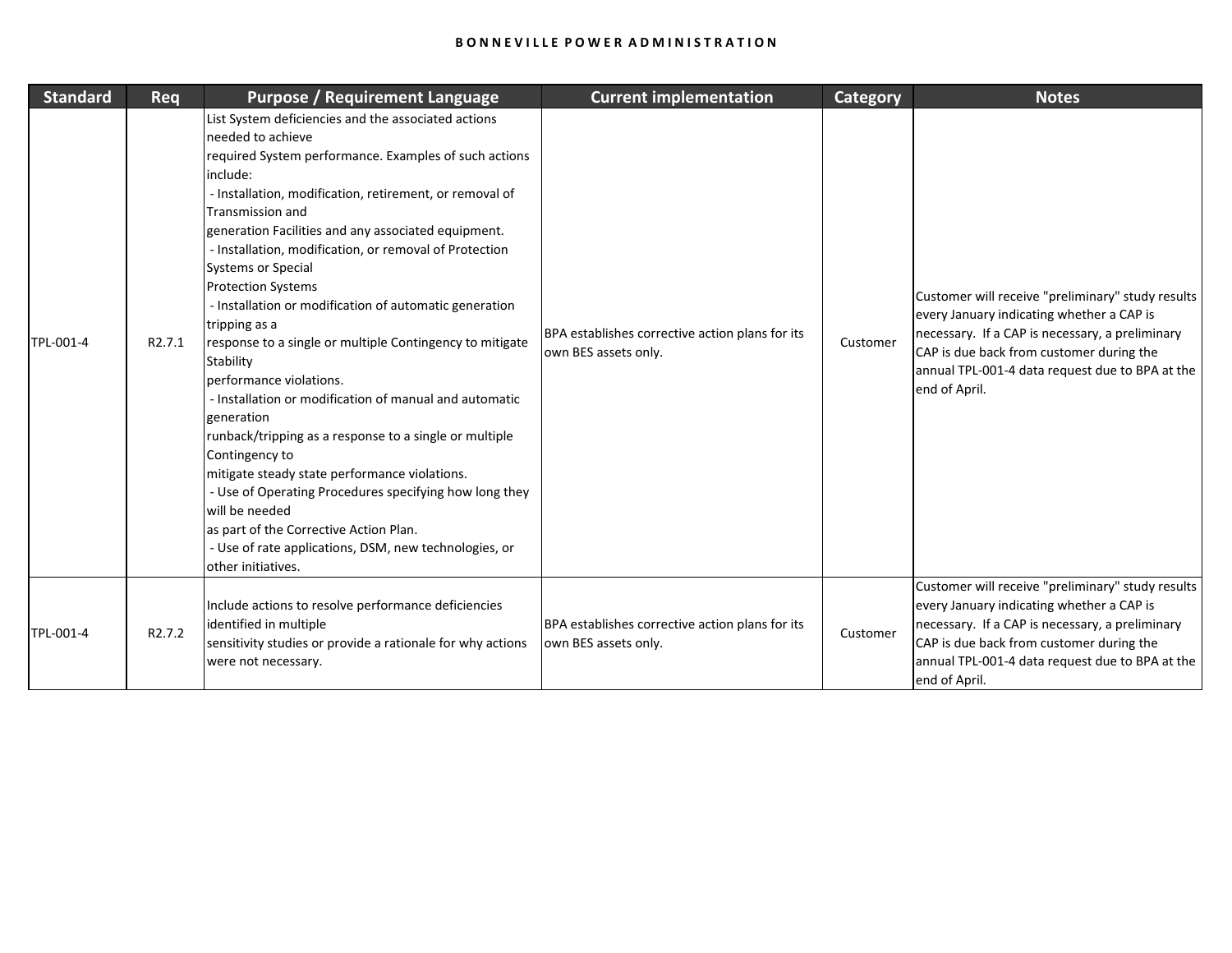| Standard | Req | Purpose / Requirement Language | Current implementation | Category | Notes |
| --- | --- | --- | --- | --- | --- |
| TPL-001-4 | R2.7.1 | List System deficiencies and the associated actions needed to achieve required System performance. Examples of such actions include: - Installation, modification, retirement, or removal of Transmission and generation Facilities and any associated equipment. - Installation, modification, or removal of Protection Systems or Special Protection Systems - Installation or modification of automatic generation tripping as a response to a single or multiple Contingency to mitigate Stability performance violations. - Installation or modification of manual and automatic generation runback/tripping as a response to a single or multiple Contingency to mitigate steady state performance violations. - Use of Operating Procedures specifying how long they will be needed as part of the Corrective Action Plan. - Use of rate applications, DSM, new technologies, or other initiatives. | BPA establishes corrective action plans for its own BES assets only. | Customer | Customer will receive "preliminary" study results every January indicating whether a CAP is necessary. If a CAP is necessary, a preliminary CAP is due back from customer during the annual TPL-001-4 data request due to BPA at the end of April. |
| TPL-001-4 | R2.7.2 | Include actions to resolve performance deficiencies identified in multiple sensitivity studies or provide a rationale for why actions were not necessary. | BPA establishes corrective action plans for its own BES assets only. | Customer | Customer will receive "preliminary" study results every January indicating whether a CAP is necessary. If a CAP is necessary, a preliminary CAP is due back from customer during the annual TPL-001-4 data request due to BPA at the end of April. |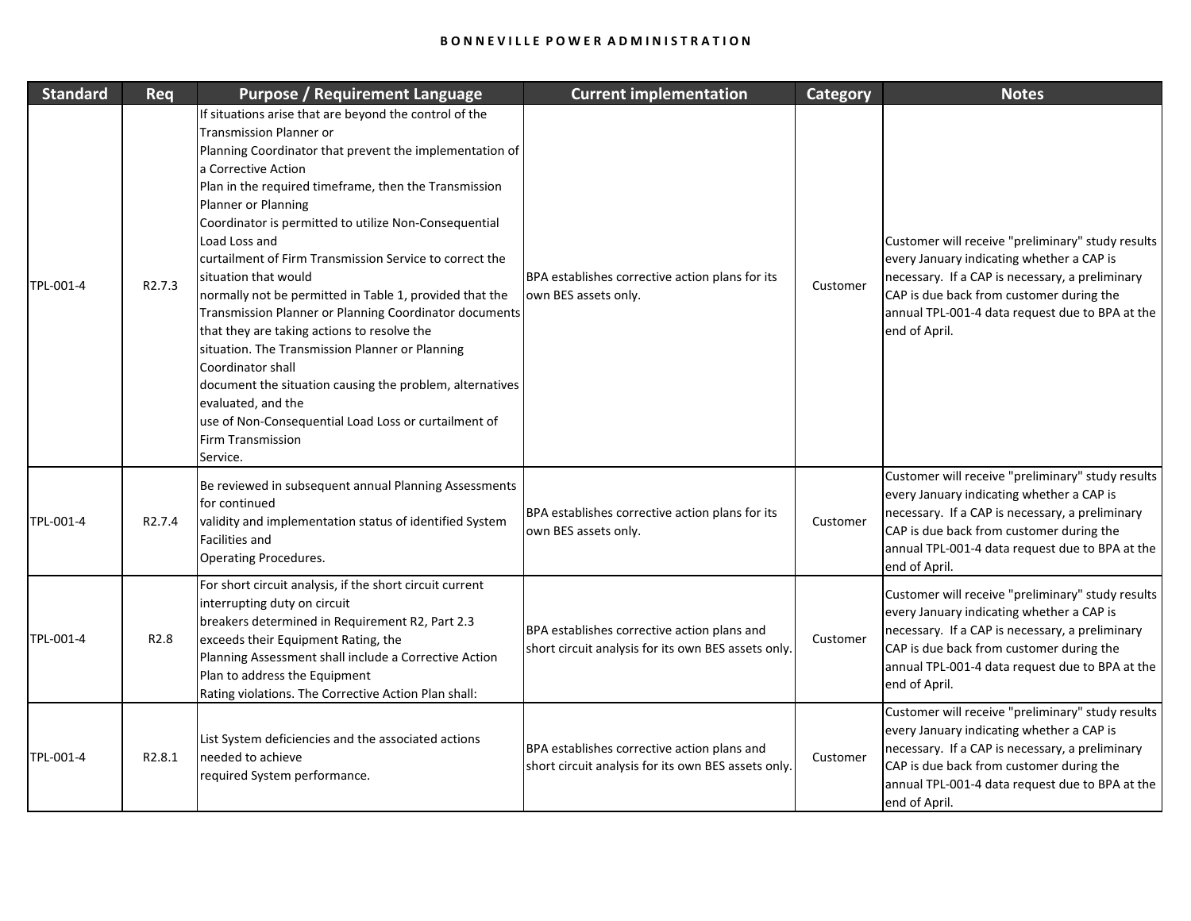| Standard | Req | Purpose / Requirement Language | Current implementation | Category | Notes |
|---|---|---|---|---|---|
| TPL-001-4 | R2.7.3 | If situations arise that are beyond the control of the Transmission Planner or Planning Coordinator that prevent the implementation of a Corrective Action Plan in the required timeframe, then the Transmission Planner or Planning Coordinator is permitted to utilize Non-Consequential Load Loss and curtailment of Firm Transmission Service to correct the situation that would normally not be permitted in Table 1, provided that the Transmission Planner or Planning Coordinator documents that they are taking actions to resolve the situation. The Transmission Planner or Planning Coordinator shall document the situation causing the problem, alternatives evaluated, and the use of Non-Consequential Load Loss or curtailment of Firm Transmission Service. | BPA establishes corrective action plans for its own BES assets only. | Customer | Customer will receive "preliminary" study results every January indicating whether a CAP is necessary. If a CAP is necessary, a preliminary CAP is due back from customer during the annual TPL-001-4 data request due to BPA at the end of April. |
| TPL-001-4 | R2.7.4 | Be reviewed in subsequent annual Planning Assessments for continued validity and implementation status of identified System Facilities and Operating Procedures. | BPA establishes corrective action plans for its own BES assets only. | Customer | Customer will receive "preliminary" study results every January indicating whether a CAP is necessary. If a CAP is necessary, a preliminary CAP is due back from customer during the annual TPL-001-4 data request due to BPA at the end of April. |
| TPL-001-4 | R2.8 | For short circuit analysis, if the short circuit current interrupting duty on circuit breakers determined in Requirement R2, Part 2.3 exceeds their Equipment Rating, the Planning Assessment shall include a Corrective Action Plan to address the Equipment Rating violations. The Corrective Action Plan shall: | BPA establishes corrective action plans and short circuit analysis for its own BES assets only. | Customer | Customer will receive "preliminary" study results every January indicating whether a CAP is necessary. If a CAP is necessary, a preliminary CAP is due back from customer during the annual TPL-001-4 data request due to BPA at the end of April. |
| TPL-001-4 | R2.8.1 | List System deficiencies and the associated actions needed to achieve required System performance. | BPA establishes corrective action plans and short circuit analysis for its own BES assets only. | Customer | Customer will receive "preliminary" study results every January indicating whether a CAP is necessary. If a CAP is necessary, a preliminary CAP is due back from customer during the annual TPL-001-4 data request due to BPA at the end of April. |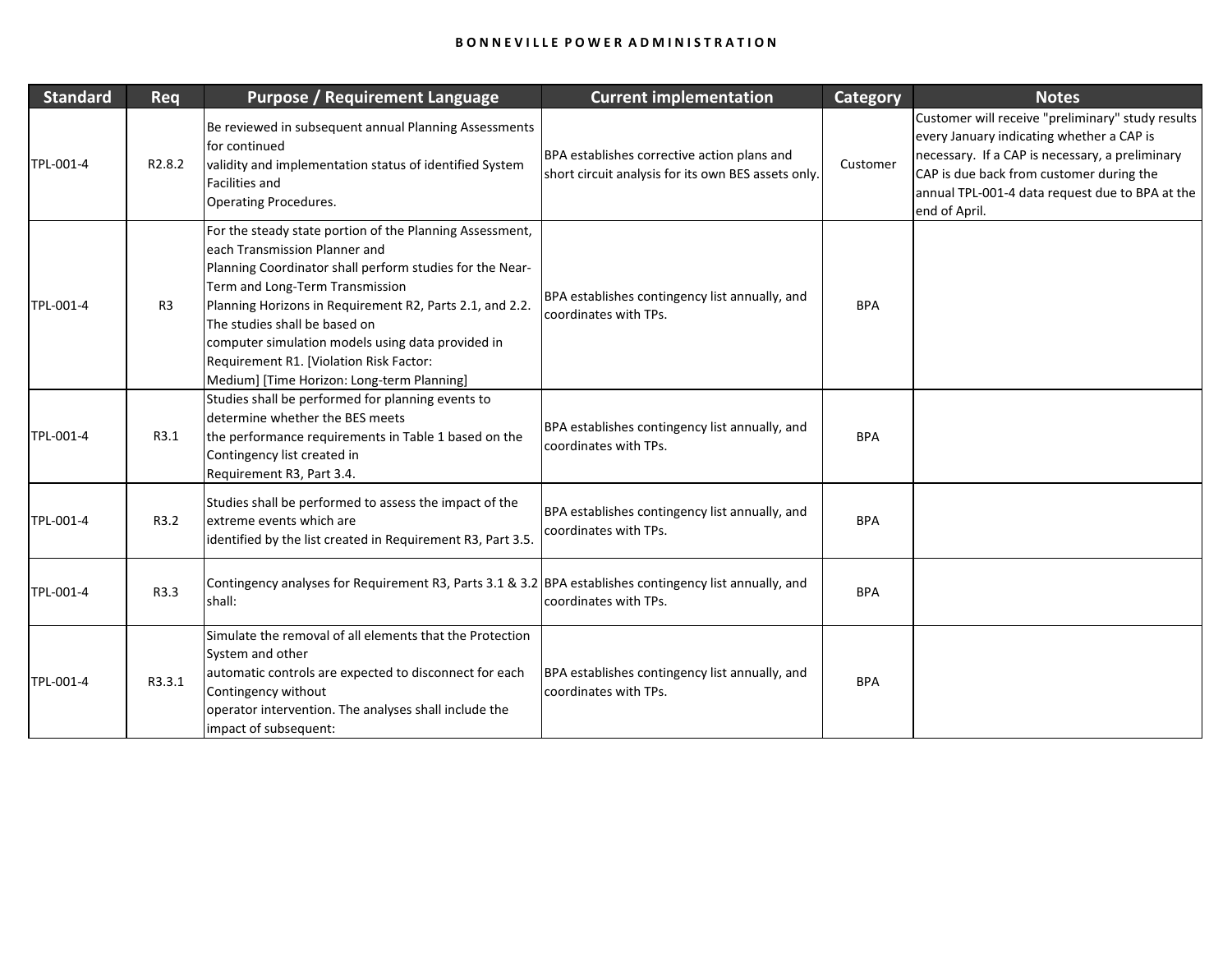| Standard | Req | Purpose / Requirement Language | Current implementation | Category | Notes |
|---|---|---|---|---|---|
| TPL-001-4 | R2.8.2 | Be reviewed in subsequent annual Planning Assessments for continued validity and implementation status of identified System Facilities and Operating Procedures. | BPA establishes corrective action plans and short circuit analysis for its own BES assets only. | Customer | Customer will receive "preliminary" study results every January indicating whether a CAP is necessary. If a CAP is necessary, a preliminary CAP is due back from customer during the annual TPL-001-4 data request due to BPA at the end of April. |
| TPL-001-4 | R3 | For the steady state portion of the Planning Assessment, each Transmission Planner and Planning Coordinator shall perform studies for the Near-Term and Long-Term Transmission Planning Horizons in Requirement R2, Parts 2.1, and 2.2. The studies shall be based on computer simulation models using data provided in Requirement R1. [Violation Risk Factor: Medium] [Time Horizon: Long-term Planning] | BPA establishes contingency list annually, and coordinates with TPs. | BPA | |
| TPL-001-4 | R3.1 | Studies shall be performed for planning events to determine whether the BES meets the performance requirements in Table 1 based on the Contingency list created in Requirement R3, Part 3.4. | BPA establishes contingency list annually, and coordinates with TPs. | BPA | |
| TPL-001-4 | R3.2 | Studies shall be performed to assess the impact of the extreme events which are identified by the list created in Requirement R3, Part 3.5. | BPA establishes contingency list annually, and coordinates with TPs. | BPA | |
| TPL-001-4 | R3.3 | Contingency analyses for Requirement R3, Parts 3.1 & 3.2 shall: | BPA establishes contingency list annually, and coordinates with TPs. | BPA | |
| TPL-001-4 | R3.3.1 | Simulate the removal of all elements that the Protection System and other automatic controls are expected to disconnect for each Contingency without operator intervention. The analyses shall include the impact of subsequent: | BPA establishes contingency list annually, and coordinates with TPs. | BPA | |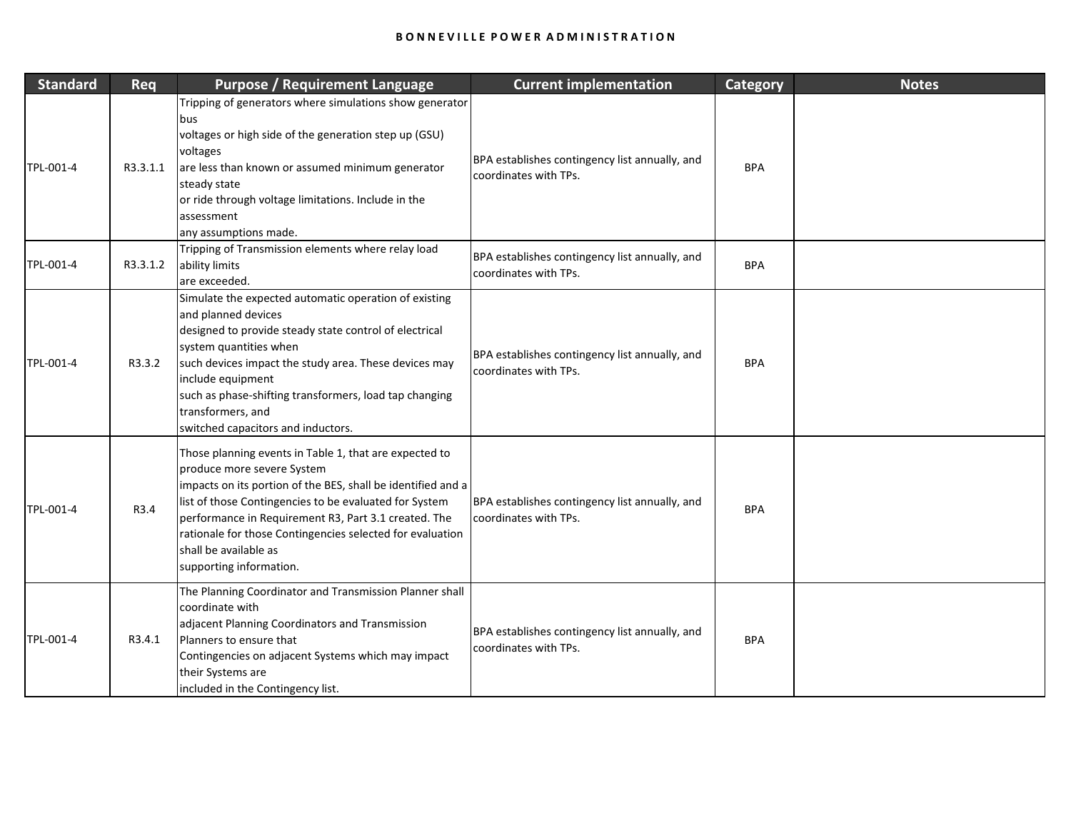| Standard | Req | Purpose / Requirement Language | Current implementation | Category | Notes |
|---|---|---|---|---|---|
| TPL-001-4 | R3.3.1.1 | Tripping of generators where simulations show generator bus voltages or high side of the generation step up (GSU) voltages are less than known or assumed minimum generator steady state or ride through voltage limitations. Include in the assessment any assumptions made. | BPA establishes contingency list annually, and coordinates with TPs. | BPA | |
| TPL-001-4 | R3.3.1.2 | Tripping of Transmission elements where relay load ability limits are exceeded. | BPA establishes contingency list annually, and coordinates with TPs. | BPA | |
| TPL-001-4 | R3.3.2 | Simulate the expected automatic operation of existing and planned devices designed to provide steady state control of electrical system quantities when such devices impact the study area. These devices may include equipment such as phase-shifting transformers, load tap changing transformers, and switched capacitors and inductors. | BPA establishes contingency list annually, and coordinates with TPs. | BPA | |
| TPL-001-4 | R3.4 | Those planning events in Table 1, that are expected to produce more severe System impacts on its portion of the BES, shall be identified and a list of those Contingencies to be evaluated for System performance in Requirement R3, Part 3.1 created. The rationale for those Contingencies selected for evaluation shall be available as supporting information. | BPA establishes contingency list annually, and coordinates with TPs. | BPA | |
| TPL-001-4 | R3.4.1 | The Planning Coordinator and Transmission Planner shall coordinate with adjacent Planning Coordinators and Transmission Planners to ensure that Contingencies on adjacent Systems which may impact their Systems are included in the Contingency list. | BPA establishes contingency list annually, and coordinates with TPs. | BPA | |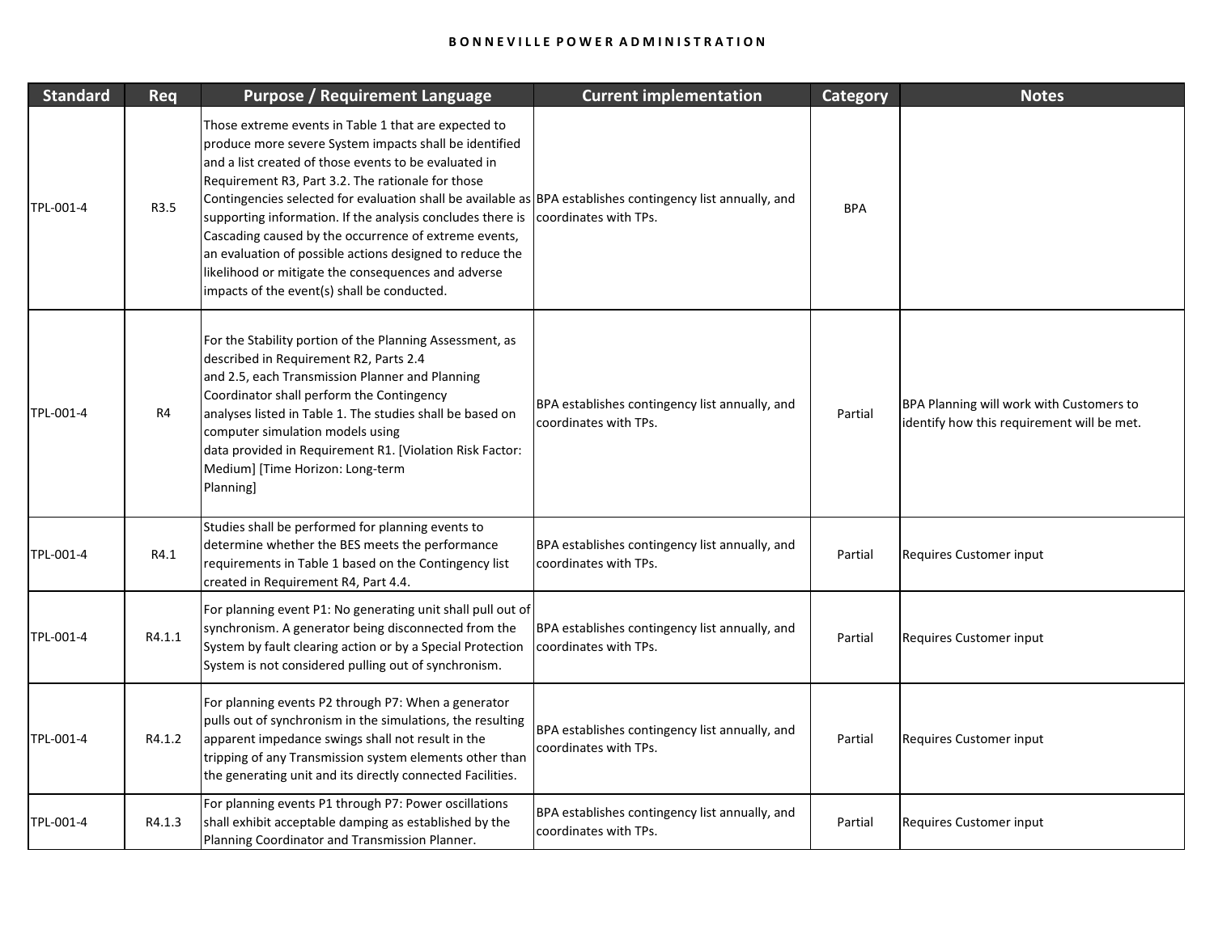| Standard | Req | Purpose / Requirement Language | Current implementation | Category | Notes |
|---|---|---|---|---|---|
| TPL-001-4 | R3.5 | Those extreme events in Table 1 that are expected to produce more severe System impacts shall be identified and a list created of those events to be evaluated in Requirement R3, Part 3.2. The rationale for those Contingencies selected for evaluation shall be available as supporting information. If the analysis concludes there is Cascading caused by the occurrence of extreme events, an evaluation of possible actions designed to reduce the likelihood or mitigate the consequences and adverse impacts of the event(s) shall be conducted. | BPA establishes contingency list annually, and coordinates with TPs. | BPA | |
| TPL-001-4 | R4 | For the Stability portion of the Planning Assessment, as described in Requirement R2, Parts 2.4 and 2.5, each Transmission Planner and Planning Coordinator shall perform the Contingency analyses listed in Table 1. The studies shall be based on computer simulation models using data provided in Requirement R1. [Violation Risk Factor: Medium] [Time Horizon: Long-term Planning] | BPA establishes contingency list annually, and coordinates with TPs. | Partial | BPA Planning will work with Customers to identify how this requirement will be met. |
| TPL-001-4 | R4.1 | Studies shall be performed for planning events to determine whether the BES meets the performance requirements in Table 1 based on the Contingency list created in Requirement R4, Part 4.4. | BPA establishes contingency list annually, and coordinates with TPs. | Partial | Requires Customer input |
| TPL-001-4 | R4.1.1 | For planning event P1: No generating unit shall pull out of synchronism. A generator being disconnected from the System by fault clearing action or by a Special Protection System is not considered pulling out of synchronism. | BPA establishes contingency list annually, and coordinates with TPs. | Partial | Requires Customer input |
| TPL-001-4 | R4.1.2 | For planning events P2 through P7: When a generator pulls out of synchronism in the simulations, the resulting apparent impedance swings shall not result in the tripping of any Transmission system elements other than the generating unit and its directly connected Facilities. | BPA establishes contingency list annually, and coordinates with TPs. | Partial | Requires Customer input |
| TPL-001-4 | R4.1.3 | For planning events P1 through P7: Power oscillations shall exhibit acceptable damping as established by the Planning Coordinator and Transmission Planner. | BPA establishes contingency list annually, and coordinates with TPs. | Partial | Requires Customer input |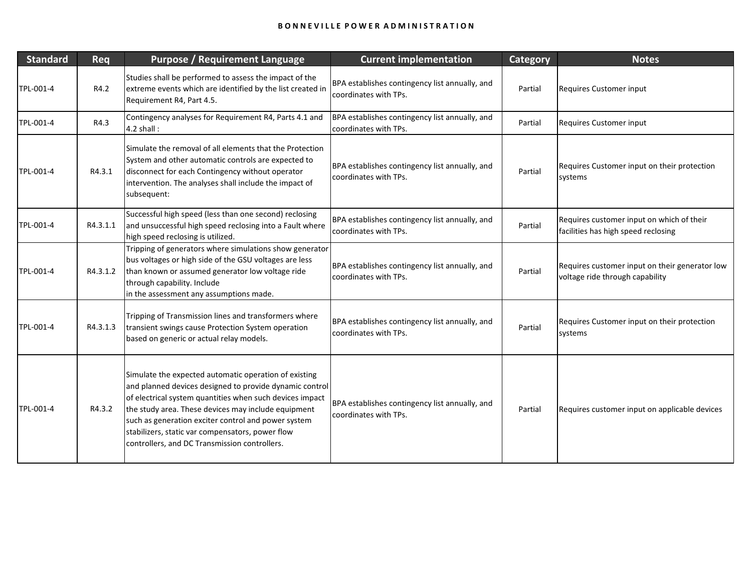| Standard | Req | Purpose / Requirement Language | Current implementation | Category | Notes |
|---|---|---|---|---|---|
| TPL-001-4 | R4.2 | Studies shall be performed to assess the impact of the extreme events which are identified by the list created in Requirement R4, Part 4.5. | BPA establishes contingency list annually, and coordinates with TPs. | Partial | Requires Customer input |
| TPL-001-4 | R4.3 | Contingency analyses for Requirement R4, Parts 4.1 and 4.2 shall : | BPA establishes contingency list annually, and coordinates with TPs. | Partial | Requires Customer input |
| TPL-001-4 | R4.3.1 | Simulate the removal of all elements that the Protection System and other automatic controls are expected to disconnect for each Contingency without operator intervention. The analyses shall include the impact of subsequent: | BPA establishes contingency list annually, and coordinates with TPs. | Partial | Requires Customer input on their protection systems |
| TPL-001-4 | R4.3.1.1 | Successful high speed (less than one second) reclosing and unsuccessful high speed reclosing into a Fault where high speed reclosing is utilized. | BPA establishes contingency list annually, and coordinates with TPs. | Partial | Requires customer input on which of their facilities has high speed reclosing |
| TPL-001-4 | R4.3.1.2 | Tripping of generators where simulations show generator bus voltages or high side of the GSU voltages are less than known or assumed generator low voltage ride through capability. Include in the assessment any assumptions made. | BPA establishes contingency list annually, and coordinates with TPs. | Partial | Requires customer input on their generator low voltage ride through capability |
| TPL-001-4 | R4.3.1.3 | Tripping of Transmission lines and transformers where transient swings cause Protection System operation based on generic or actual relay models. | BPA establishes contingency list annually, and coordinates with TPs. | Partial | Requires Customer input on their protection systems |
| TPL-001-4 | R4.3.2 | Simulate the expected automatic operation of existing and planned devices designed to provide dynamic control of electrical system quantities when such devices impact the study area. These devices may include equipment such as generation exciter control and power system stabilizers, static var compensators, power flow controllers, and DC Transmission controllers. | BPA establishes contingency list annually, and coordinates with TPs. | Partial | Requires customer input on applicable devices |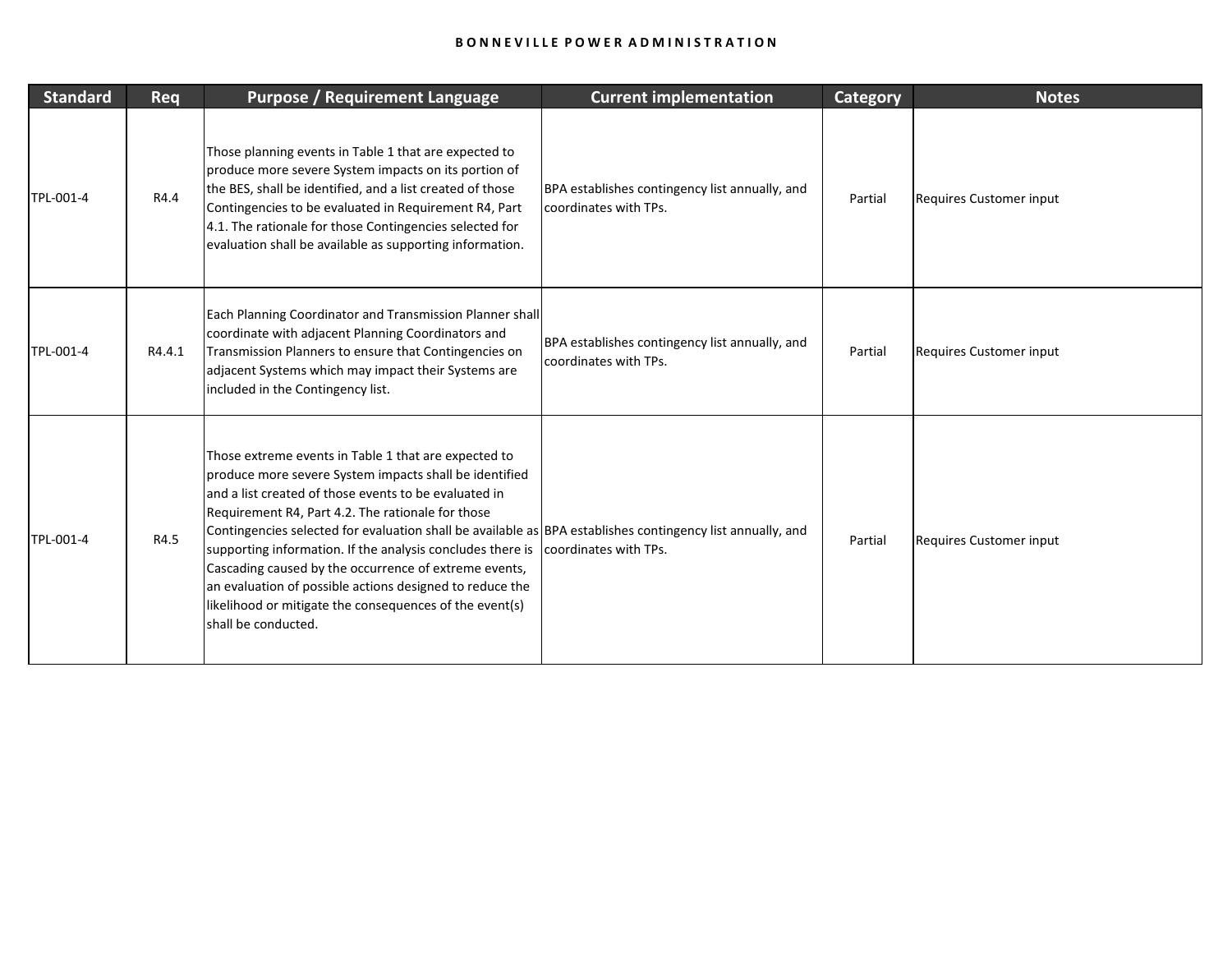| Standard | Req | Purpose / Requirement Language | Current implementation | Category | Notes |
|---|---|---|---|---|---|
| TPL-001-4 | R4.4 | Those planning events in Table 1 that are expected to produce more severe System impacts on its portion of the BES, shall be identified, and a list created of those Contingencies to be evaluated in Requirement R4, Part 4.1. The rationale for those Contingencies selected for evaluation shall be available as supporting information. | BPA establishes contingency list annually, and coordinates with TPs. | Partial | Requires Customer input |
| TPL-001-4 | R4.4.1 | Each Planning Coordinator and Transmission Planner shall coordinate with adjacent Planning Coordinators and Transmission Planners to ensure that Contingencies on adjacent Systems which may impact their Systems are included in the Contingency list. | BPA establishes contingency list annually, and coordinates with TPs. | Partial | Requires Customer input |
| TPL-001-4 | R4.5 | Those extreme events in Table 1 that are expected to produce more severe System impacts shall be identified and a list created of those events to be evaluated in Requirement R4, Part 4.2. The rationale for those Contingencies selected for evaluation shall be available as supporting information. If the analysis concludes there is Cascading caused by the occurrence of extreme events, an evaluation of possible actions designed to reduce the likelihood or mitigate the consequences of the event(s) shall be conducted. | BPA establishes contingency list annually, and coordinates with TPs. | Partial | Requires Customer input |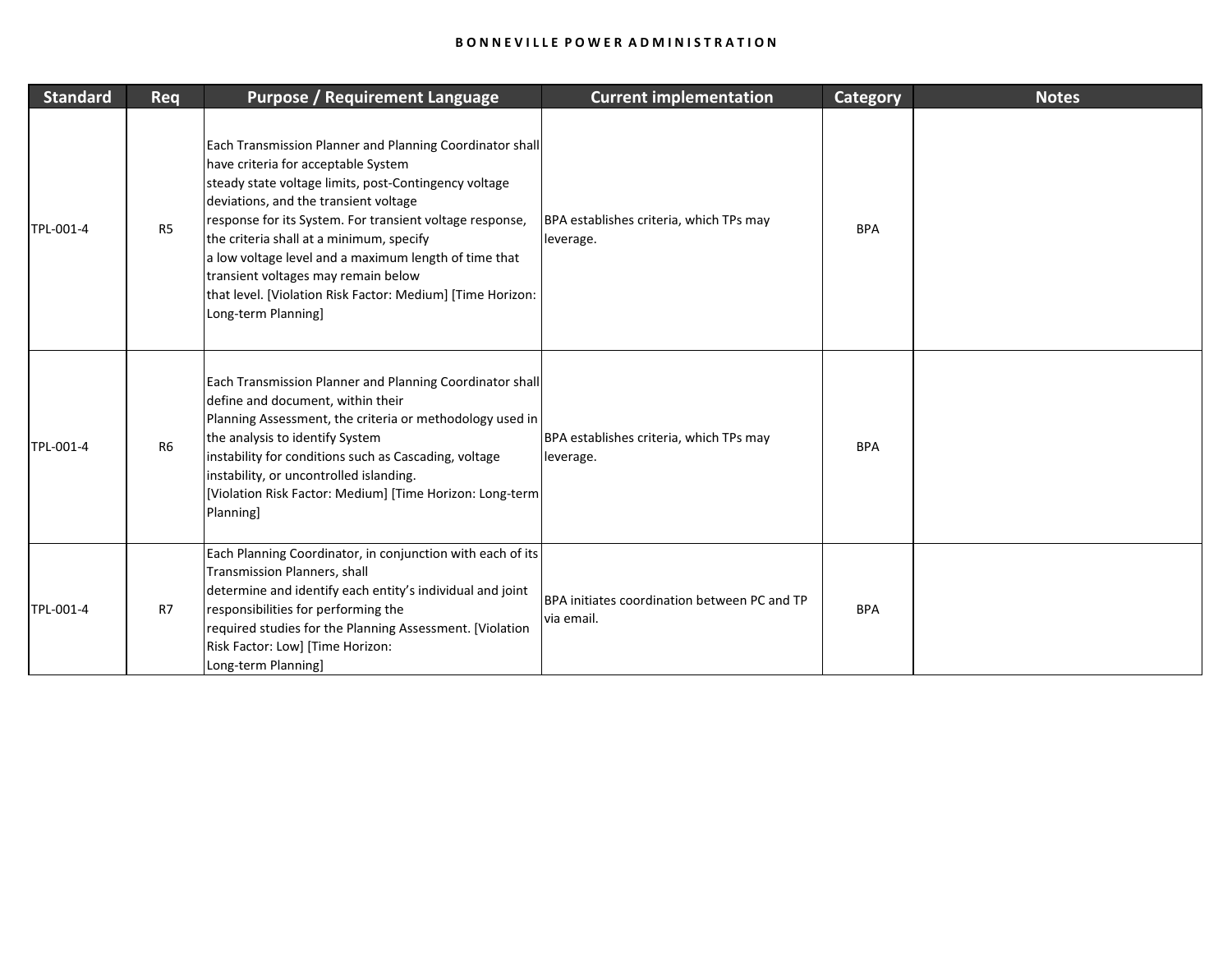| Standard | Req | Purpose / Requirement Language | Current implementation | Category | Notes |
|---|---|---|---|---|---|
| TPL-001-4 | R5 | Each Transmission Planner and Planning Coordinator shall have criteria for acceptable System steady state voltage limits, post-Contingency voltage deviations, and the transient voltage response for its System. For transient voltage response, the criteria shall at a minimum, specify a low voltage level and a maximum length of time that transient voltages may remain below that level. [Violation Risk Factor: Medium] [Time Horizon: Long-term Planning] | BPA establishes criteria, which TPs may leverage. | BPA | |
| TPL-001-4 | R6 | Each Transmission Planner and Planning Coordinator shall define and document, within their Planning Assessment, the criteria or methodology used in the analysis to identify System instability for conditions such as Cascading, voltage instability, or uncontrolled islanding. [Violation Risk Factor: Medium] [Time Horizon: Long-term Planning] | BPA establishes criteria, which TPs may leverage. | BPA | |
| TPL-001-4 | R7 | Each Planning Coordinator, in conjunction with each of its Transmission Planners, shall determine and identify each entity's individual and joint responsibilities for performing the required studies for the Planning Assessment. [Violation Risk Factor: Low] [Time Horizon: Long-term Planning] | BPA initiates coordination between PC and TP via email. | BPA | |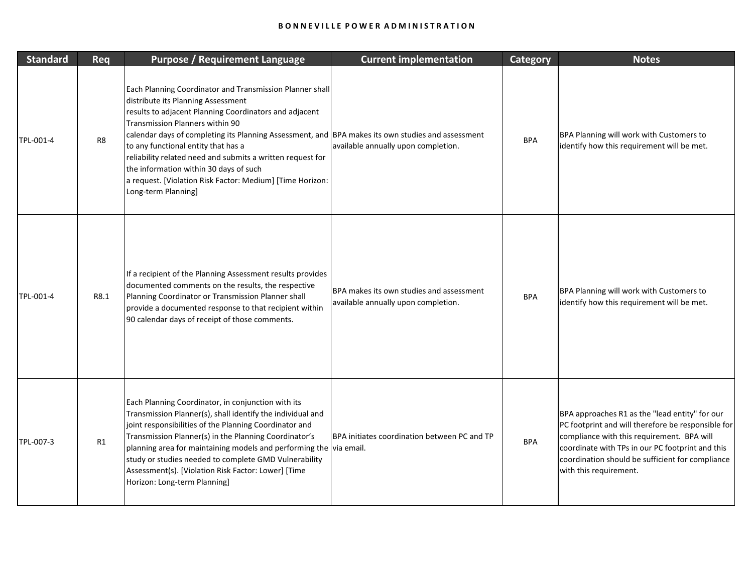| Standard | Req | Purpose / Requirement Language | Current implementation | Category | Notes |
|---|---|---|---|---|---|
| TPL-001-4 | R8 | Each Planning Coordinator and Transmission Planner shall distribute its Planning Assessment results to adjacent Planning Coordinators and adjacent Transmission Planners within 90 calendar days of completing its Planning Assessment, and to any functional entity that has a reliability related need and submits a written request for the information within 30 days of such a request. [Violation Risk Factor: Medium] [Time Horizon: Long-term Planning] | BPA makes its own studies and assessment available annually upon completion. | BPA | BPA Planning will work with Customers to identify how this requirement will be met. |
| TPL-001-4 | R8.1 | If a recipient of the Planning Assessment results provides documented comments on the results, the respective Planning Coordinator or Transmission Planner shall provide a documented response to that recipient within 90 calendar days of receipt of those comments. | BPA makes its own studies and assessment available annually upon completion. | BPA | BPA Planning will work with Customers to identify how this requirement will be met. |
| TPL-007-3 | R1 | Each Planning Coordinator, in conjunction with its Transmission Planner(s), shall identify the individual and joint responsibilities of the Planning Coordinator and Transmission Planner(s) in the Planning Coordinator's planning area for maintaining models and performing the study or studies needed to complete GMD Vulnerability Assessment(s). [Violation Risk Factor: Lower] [Time Horizon: Long-term Planning] | BPA initiates coordination between PC and TP via email. | BPA | BPA approaches R1 as the "lead entity" for our PC footprint and will therefore be responsible for compliance with this requirement. BPA will coordinate with TPs in our PC footprint and this coordination should be sufficient for compliance with this requirement. |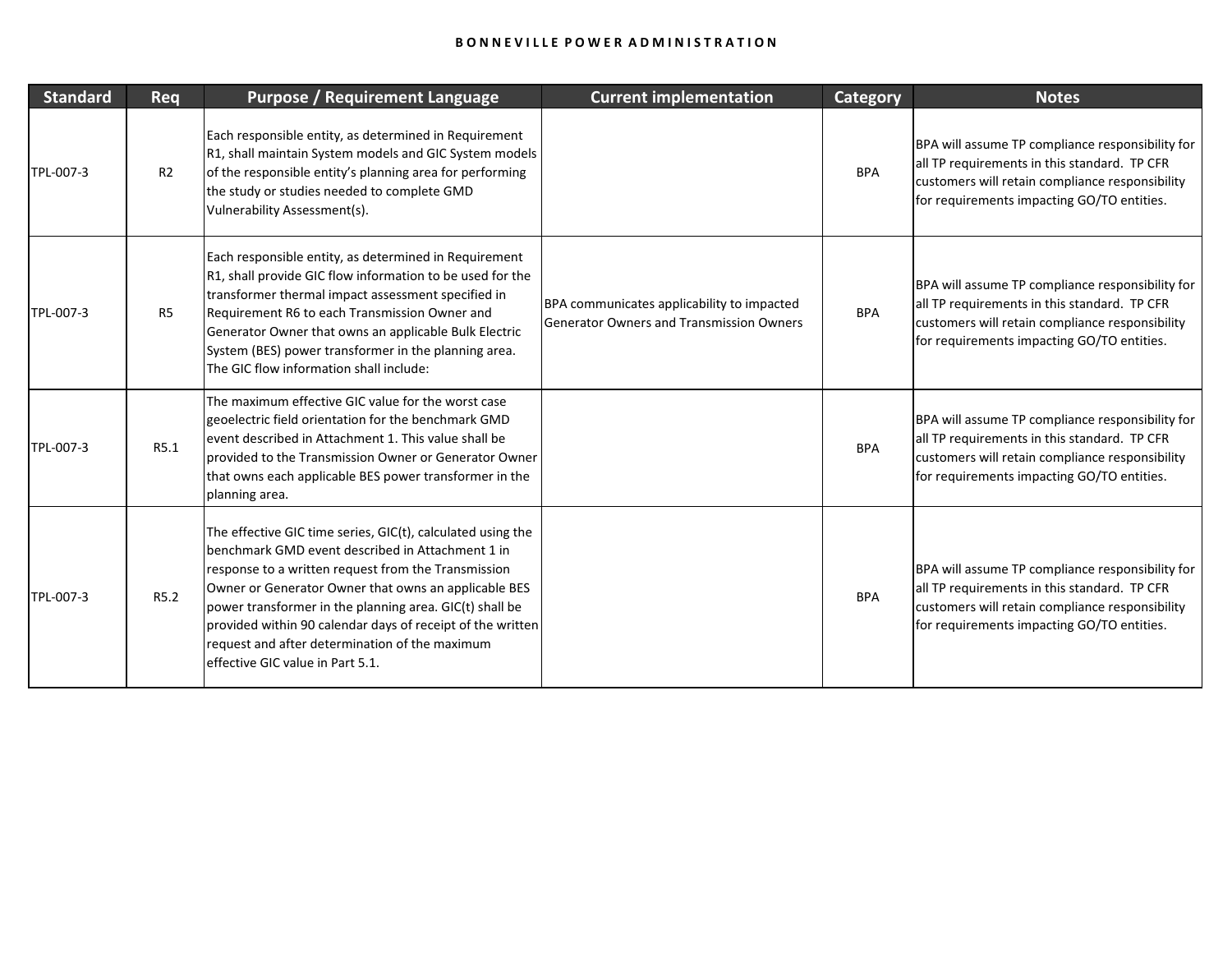| Standard | Req | Purpose / Requirement Language | Current implementation | Category | Notes |
|---|---|---|---|---|---|
| TPL-007-3 | R2 | Each responsible entity, as determined in Requirement R1, shall maintain System models and GIC System models of the responsible entity's planning area for performing the study or studies needed to complete GMD Vulnerability Assessment(s). | | BPA | BPA will assume TP compliance responsibility for all TP requirements in this standard. TP CFR customers will retain compliance responsibility for requirements impacting GO/TO entities. |
| TPL-007-3 | R5 | Each responsible entity, as determined in Requirement R1, shall provide GIC flow information to be used for the transformer thermal impact assessment specified in Requirement R6 to each Transmission Owner and Generator Owner that owns an applicable Bulk Electric System (BES) power transformer in the planning area. The GIC flow information shall include: | BPA communicates applicability to impacted Generator Owners and Transmission Owners | BPA | BPA will assume TP compliance responsibility for all TP requirements in this standard. TP CFR customers will retain compliance responsibility for requirements impacting GO/TO entities. |
| TPL-007-3 | R5.1 | The maximum effective GIC value for the worst case geoelectric field orientation for the benchmark GMD event described in Attachment 1. This value shall be provided to the Transmission Owner or Generator Owner that owns each applicable BES power transformer in the planning area. | | BPA | BPA will assume TP compliance responsibility for all TP requirements in this standard. TP CFR customers will retain compliance responsibility for requirements impacting GO/TO entities. |
| TPL-007-3 | R5.2 | The effective GIC time series, GIC(t), calculated using the benchmark GMD event described in Attachment 1 in response to a written request from the Transmission Owner or Generator Owner that owns an applicable BES power transformer in the planning area. GIC(t) shall be provided within 90 calendar days of receipt of the written request and after determination of the maximum effective GIC value in Part 5.1. | | BPA | BPA will assume TP compliance responsibility for all TP requirements in this standard. TP CFR customers will retain compliance responsibility for requirements impacting GO/TO entities. |